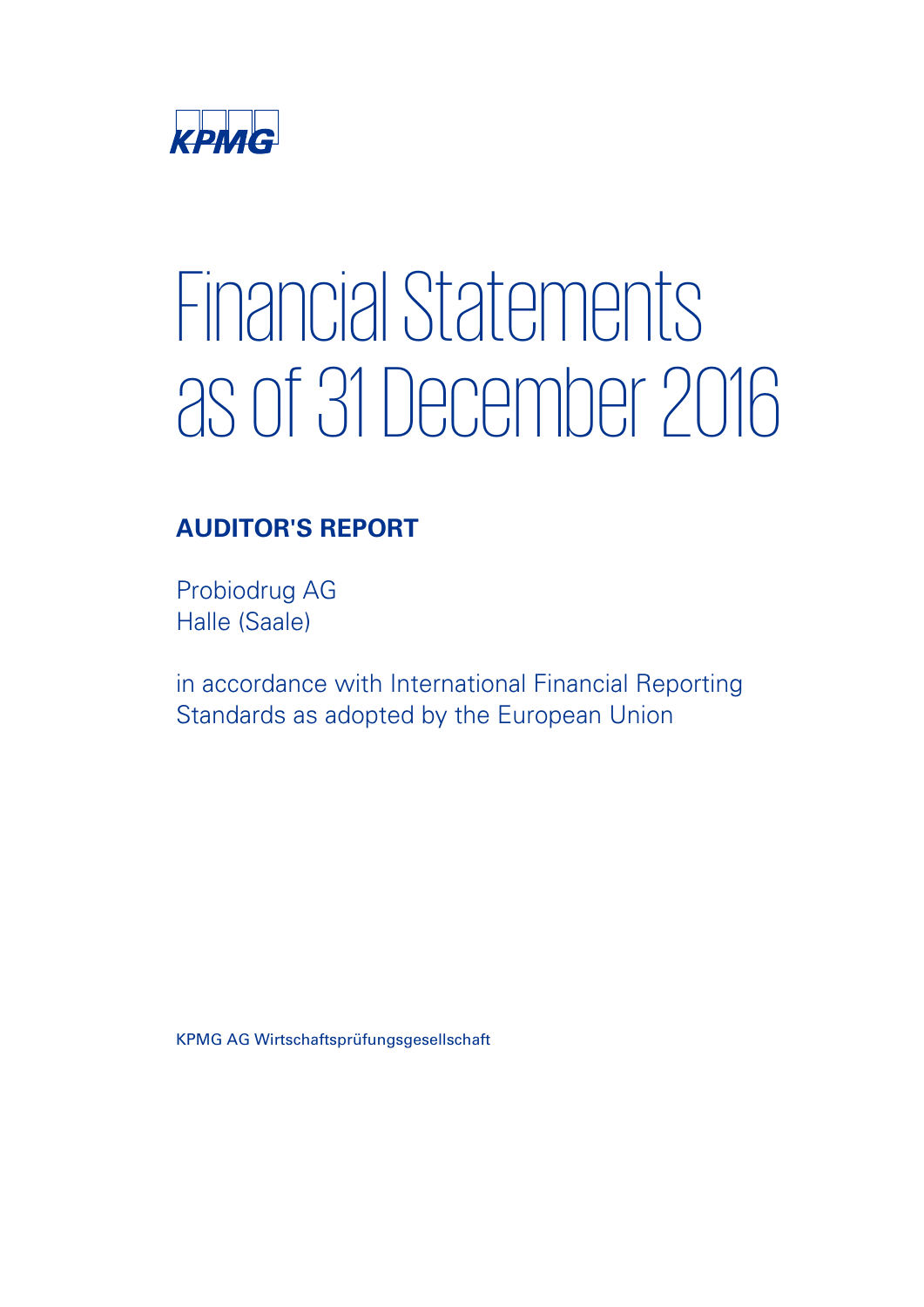KPMG

# Financial Statements as of 31 December 2016

## AUDITOR'S REPORT

Probiodrug AG
Halle (Saale)

in accordance with International Financial Reporting Standards as adopted by the European Union

KPMG AG Wirtschaftsprüfungsgesellschaft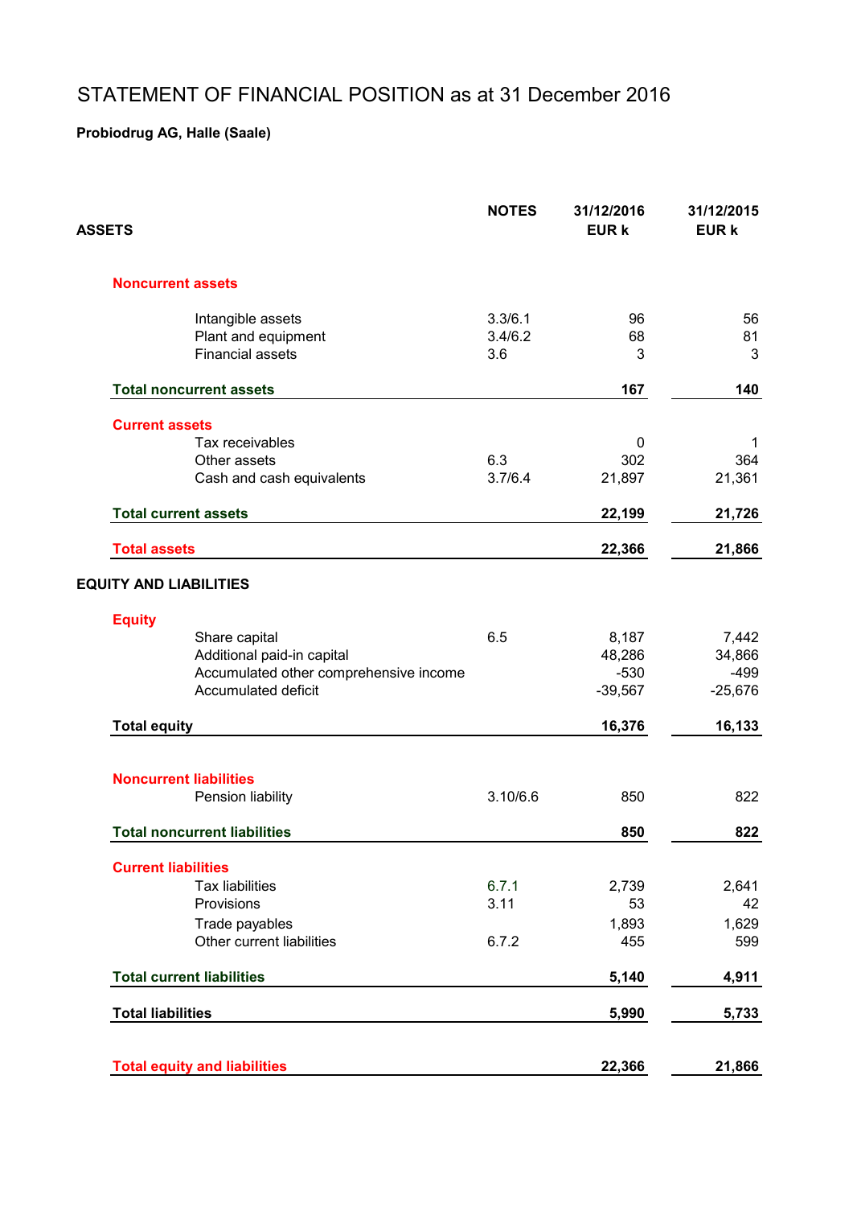# STATEMENT OF FINANCIAL POSITION as at 31 December 2016

**Probiodrug AG, Halle (Saale)**

| ASSETS | NOTES | 31/12/2016 EUR k | 31/12/2015 EUR k |
|---|---|---|---|
| **Noncurrent assets** | | | |
| Intangible assets | 3.3/6.1 | 96 | 56 |
| Plant and equipment | 3.4/6.2 | 68 | 81 |
| Financial assets | 3.6 | 3 | 3 |
| **Total noncurrent assets** | | **167** | **140** |
| **Current assets** | | | |
| Tax receivables | | 0 | 1 |
| Other assets | 6.3 | 302 | 364 |
| Cash and cash equivalents | 3.7/6.4 | 21,897 | 21,361 |
| **Total current assets** | | **22,199** | **21,726** |
| **Total assets** | | **22,366** | **21,866** |
| **EQUITY AND LIABILITIES** | | | |
| **Equity** | | | |
| Share capital | 6.5 | 8,187 | 7,442 |
| Additional paid-in capital | | 48,286 | 34,866 |
| Accumulated other comprehensive income | | -530 | -499 |
| Accumulated deficit | | -39,567 | -25,676 |
| **Total equity** | | **16,376** | **16,133** |
| **Noncurrent liabilities** | | | |
| Pension liability | 3.10/6.6 | 850 | 822 |
| **Total noncurrent liabilities** | | **850** | **822** |
| **Current liabilities** | | | |
| Tax liabilities | 6.7.1 | 2,739 | 2,641 |
| Provisions | 3.11 | 53 | 42 |
| Trade payables | | 1,893 | 1,629 |
| Other current liabilities | 6.7.2 | 455 | 599 |
| **Total current liabilities** | | **5,140** | **4,911** |
| **Total liabilities** | | **5,990** | **5,733** |
| **Total equity and liabilities** | | **22,366** | **21,866** |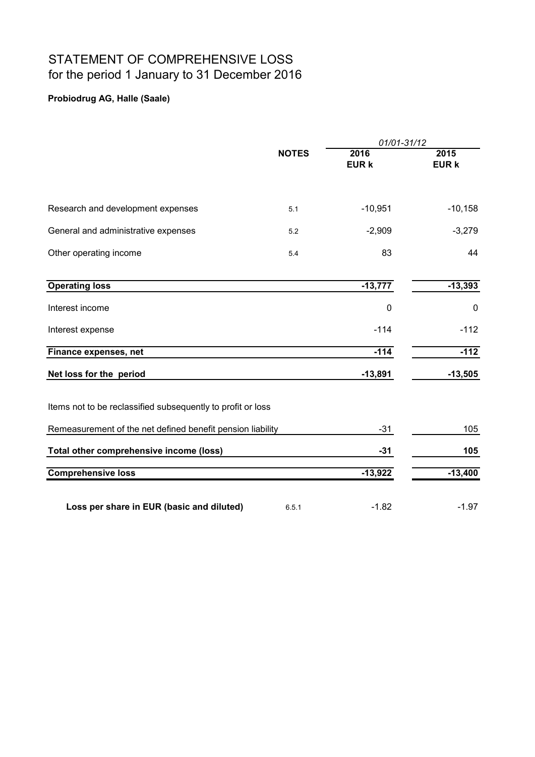# STATEMENT OF COMPREHENSIVE LOSS
## for the period 1 January to 31 December 2016

**Probiodrug AG, Halle (Saale)**

| | NOTES | *01/01-31/12* 2016 EUR k | 2015 EUR k |
|---|---|---|---|
| Research and development expenses | 5.1 | -10,951 | -10,158 |
| General and administrative expenses | 5.2 | -2,909 | -3,279 |
| Other operating income | 5.4 | 83 | 44 |
| **Operating loss** | | **-13,777** | **-13,393** |
| Interest income | | 0 | 0 |
| Interest expense | | -114 | -112 |
| **Finance expenses, net** | | **-114** | **-112** |
| **Net loss for the period** | | **-13,891** | **-13,505** |
| Items not to be reclassified subsequently to profit or loss | | | |
| Remeasurement of the net defined benefit pension liability | | -31 | 105 |
| **Total other comprehensive income (loss)** | | **-31** | **105** |
| **Comprehensive loss** | | **-13,922** | **-13,400** |
| **Loss per share in EUR (basic and diluted)** | 6.5.1 | -1.82 | -1.97 |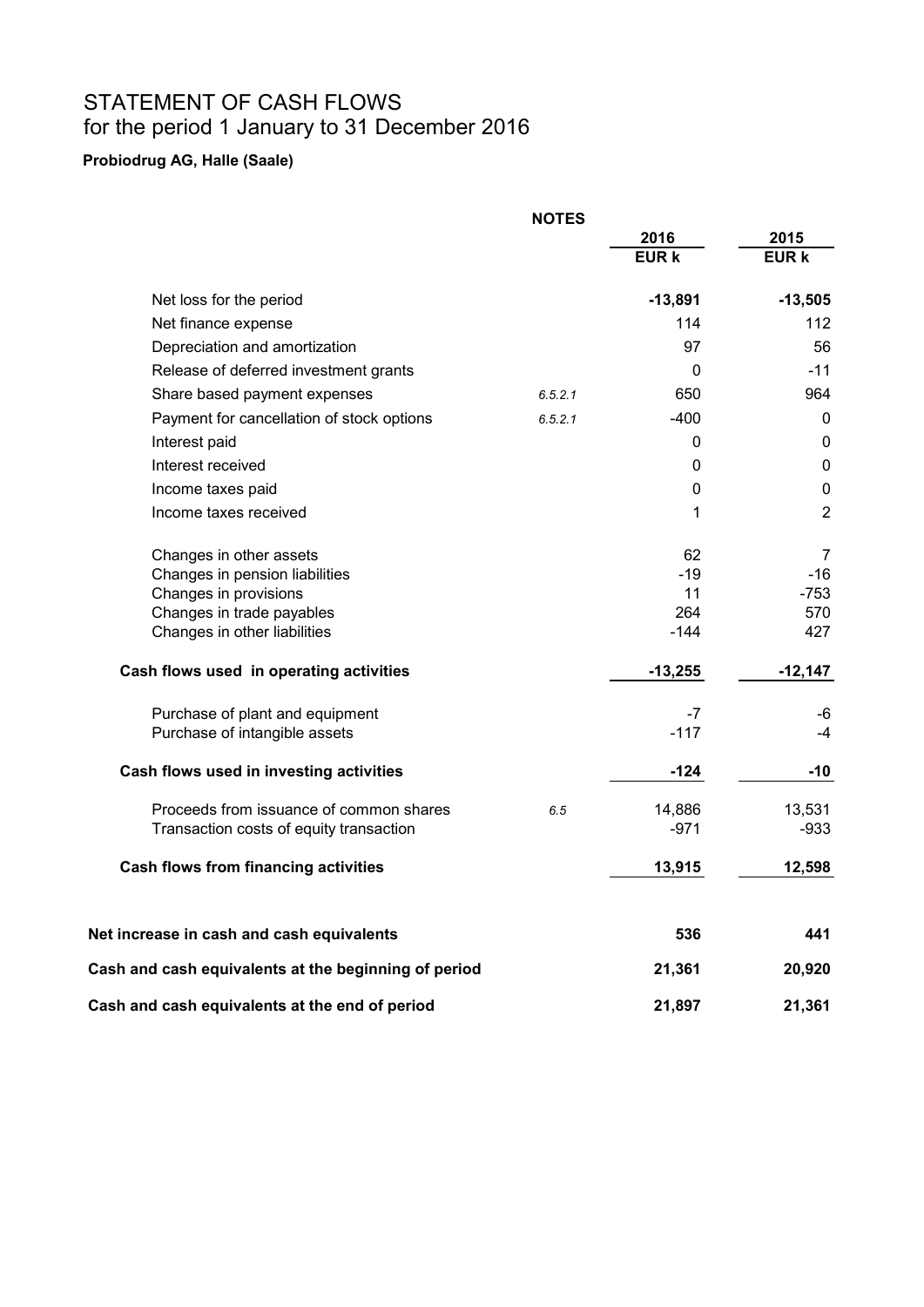# STATEMENT OF CASH FLOWS
for the period 1 January to 31 December 2016

**Probiodrug AG, Halle (Saale)**

| | NOTES | 2016<br>EUR k | 2015<br>EUR k |
|---|---|---|---|
| Net loss for the period | | **-13,891** | **-13,505** |
| Net finance expense | | 114 | 112 |
| Depreciation and amortization | | 97 | 56 |
| Release of deferred investment grants | | 0 | -11 |
| Share based payment expenses | *6.5.2.1* | 650 | 964 |
| Payment for cancellation of stock options | *6.5.2.1* | -400 | 0 |
| Interest paid | | 0 | 0 |
| Interest received | | 0 | 0 |
| Income taxes paid | | 0 | 0 |
| Income taxes received | | 1 | 2 |
| Changes in other assets | | 62 | 7 |
| Changes in pension liabilities | | -19 | -16 |
| Changes in provisions | | 11 | -753 |
| Changes in trade payables | | 264 | 570 |
| Changes in other liabilities | | -144 | 427 |
| **Cash flows used in operating activities** | | **-13,255** | **-12,147** |
| Purchase of plant and equipment | | -7 | -6 |
| Purchase of intangible assets | | -117 | -4 |
| **Cash flows used in investing activities** | | **-124** | **-10** |
| Proceeds from issuance of common shares | *6.5* | 14,886 | 13,531 |
| Transaction costs of equity transaction | | -971 | -933 |
| **Cash flows from financing activities** | | **13,915** | **12,598** |
| **Net increase in cash and cash equivalents** | | **536** | **441** |
| **Cash and cash equivalents at the beginning of period** | | **21,361** | **20,920** |
| **Cash and cash equivalents at the end of period** | | **21,897** | **21,361** |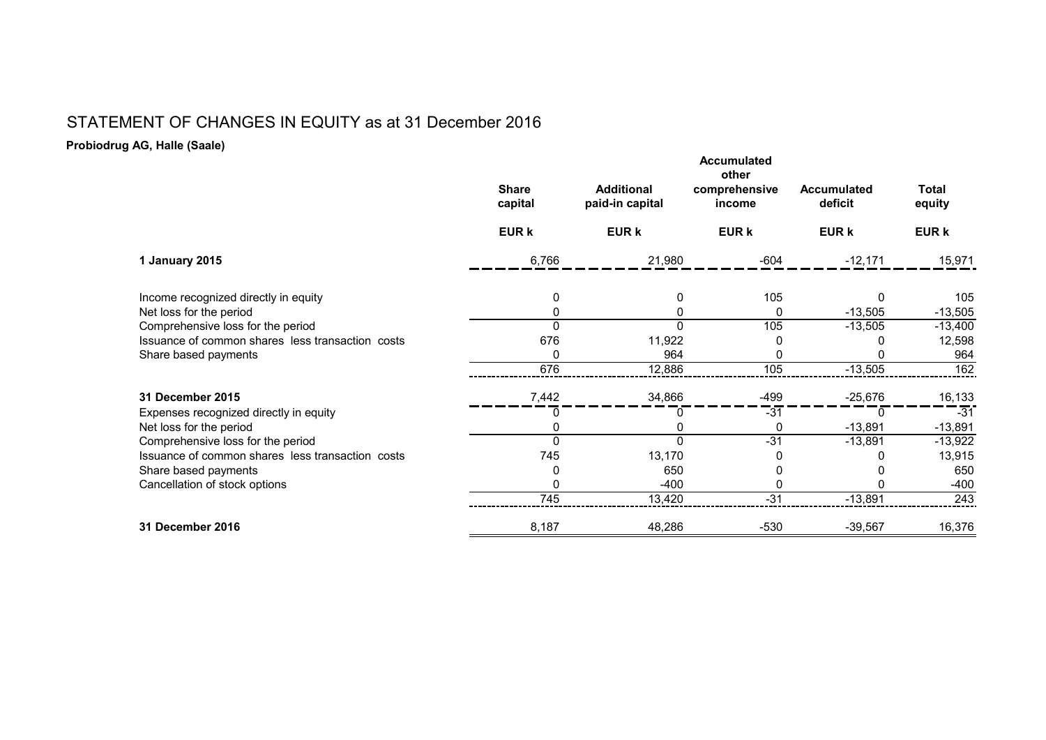# STATEMENT OF CHANGES IN EQUITY as at 31 December 2016

**Probiodrug AG, Halle (Saale)**

| | Share capital | Additional paid-in capital | Accumulated other comprehensive income | Accumulated deficit | Total equity |
|---|---|---|---|---|---|
| | EUR k | EUR k | EUR k | EUR k | EUR k |
| **1 January 2015** | 6,766 | 21,980 | -604 | -12,171 | 15,971 |
| Income recognized directly in equity | 0 | 0 | 105 | 0 | 105 |
| Net loss for the period | 0 | 0 | 0 | -13,505 | -13,505 |
| Comprehensive loss for the period | 0 | 0 | 105 | -13,505 | -13,400 |
| Issuance of common shares less transaction costs | 676 | 11,922 | 0 | 0 | 12,598 |
| Share based payments | 0 | 964 | 0 | 0 | 964 |
| | 676 | 12,886 | 105 | -13,505 | 162 |
| **31 December 2015** | 7,442 | 34,866 | -499 | -25,676 | 16,133 |
| Expenses recognized directly in equity | 0 | 0 | -31 | 0 | -31 |
| Net loss for the period | 0 | 0 | 0 | -13,891 | -13,891 |
| Comprehensive loss for the period | 0 | 0 | -31 | -13,891 | -13,922 |
| Issuance of common shares less transaction costs | 745 | 13,170 | 0 | 0 | 13,915 |
| Share based payments | 0 | 650 | 0 | 0 | 650 |
| Cancellation of stock options | 0 | -400 | 0 | 0 | -400 |
| | 745 | 13,420 | -31 | -13,891 | 243 |
| **31 December 2016** | 8,187 | 48,286 | -530 | -39,567 | 16,376 |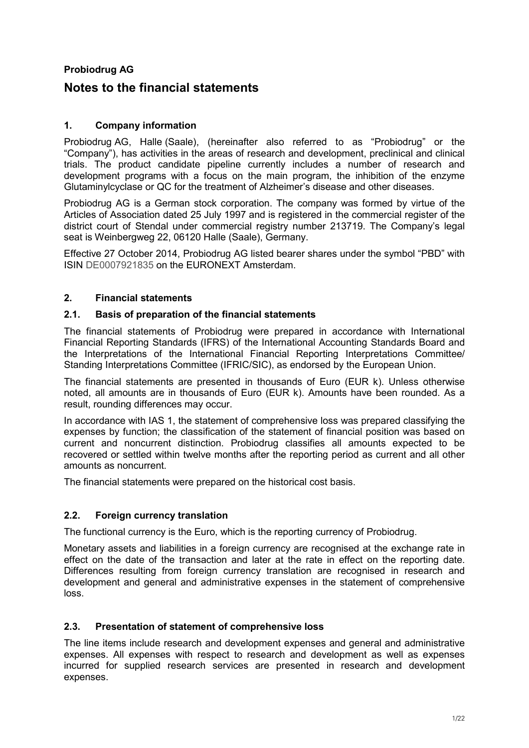**Probiodrug AG**

# Notes to the financial statements

## 1. Company information

Probiodrug AG, Halle (Saale), (hereinafter also referred to as "Probiodrug" or the "Company"), has activities in the areas of research and development, preclinical and clinical trials. The product candidate pipeline currently includes a number of research and development programs with a focus on the main program, the inhibition of the enzyme Glutaminylcyclase or QC for the treatment of Alzheimer's disease and other diseases.

Probiodrug AG is a German stock corporation. The company was formed by virtue of the Articles of Association dated 25 July 1997 and is registered in the commercial register of the district court of Stendal under commercial registry number 213719. The Company's legal seat is Weinbergweg 22, 06120 Halle (Saale), Germany.

Effective 27 October 2014, Probiodrug AG listed bearer shares under the symbol "PBD" with ISIN DE0007921835 on the EURONEXT Amsterdam.

## 2. Financial statements

### 2.1. Basis of preparation of the financial statements

The financial statements of Probiodrug were prepared in accordance with International Financial Reporting Standards (IFRS) of the International Accounting Standards Board and the Interpretations of the International Financial Reporting Interpretations Committee/ Standing Interpretations Committee (IFRIC/SIC), as endorsed by the European Union.

The financial statements are presented in thousands of Euro (EUR k). Unless otherwise noted, all amounts are in thousands of Euro (EUR k). Amounts have been rounded. As a result, rounding differences may occur.

In accordance with IAS 1, the statement of comprehensive loss was prepared classifying the expenses by function; the classification of the statement of financial position was based on current and noncurrent distinction. Probiodrug classifies all amounts expected to be recovered or settled within twelve months after the reporting period as current and all other amounts as noncurrent.

The financial statements were prepared on the historical cost basis.

### 2.2. Foreign currency translation

The functional currency is the Euro, which is the reporting currency of Probiodrug.

Monetary assets and liabilities in a foreign currency are recognised at the exchange rate in effect on the date of the transaction and later at the rate in effect on the reporting date. Differences resulting from foreign currency translation are recognised in research and development and general and administrative expenses in the statement of comprehensive loss.

### 2.3. Presentation of statement of comprehensive loss

The line items include research and development expenses and general and administrative expenses. All expenses with respect to research and development as well as expenses incurred for supplied research services are presented in research and development expenses.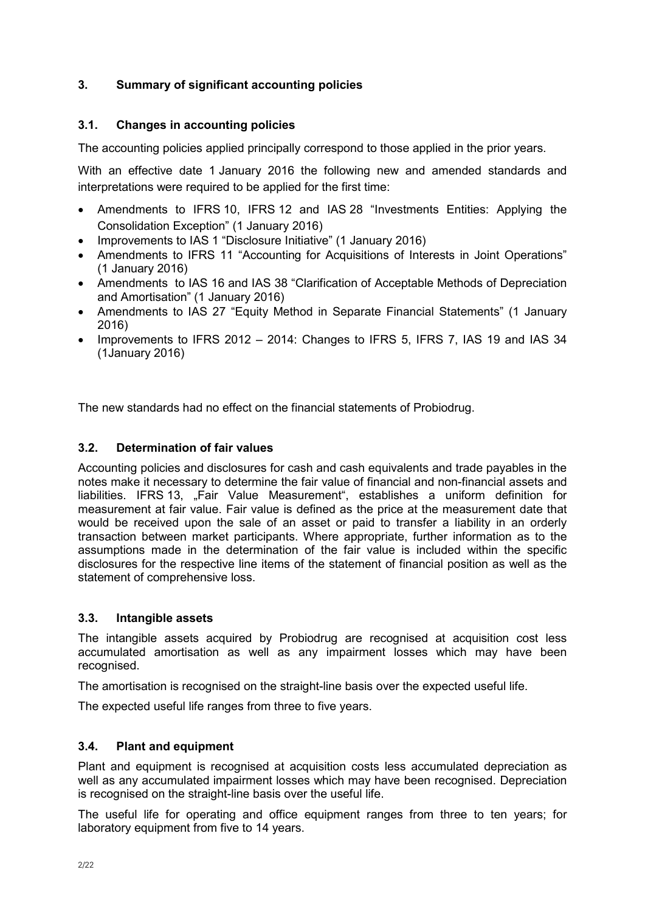## 3. Summary of significant accounting policies

### 3.1. Changes in accounting policies

The accounting policies applied principally correspond to those applied in the prior years.

With an effective date 1 January 2016 the following new and amended standards and interpretations were required to be applied for the first time:

- Amendments to IFRS 10, IFRS 12 and IAS 28 "Investments Entities: Applying the Consolidation Exception" (1 January 2016)
- Improvements to IAS 1 "Disclosure Initiative" (1 January 2016)
- Amendments to IFRS 11 "Accounting for Acquisitions of Interests in Joint Operations" (1 January 2016)
- Amendments to IAS 16 and IAS 38 "Clarification of Acceptable Methods of Depreciation and Amortisation" (1 January 2016)
- Amendments to IAS 27 "Equity Method in Separate Financial Statements" (1 January 2016)
- Improvements to IFRS 2012 – 2014: Changes to IFRS 5, IFRS 7, IAS 19 and IAS 34 (1January 2016)

The new standards had no effect on the financial statements of Probiodrug.

### 3.2. Determination of fair values

Accounting policies and disclosures for cash and cash equivalents and trade payables in the notes make it necessary to determine the fair value of financial and non-financial assets and liabilities. IFRS 13, „Fair Value Measurement", establishes a uniform definition for measurement at fair value. Fair value is defined as the price at the measurement date that would be received upon the sale of an asset or paid to transfer a liability in an orderly transaction between market participants. Where appropriate, further information as to the assumptions made in the determination of the fair value is included within the specific disclosures for the respective line items of the statement of financial position as well as the statement of comprehensive loss.

### 3.3. Intangible assets

The intangible assets acquired by Probiodrug are recognised at acquisition cost less accumulated amortisation as well as any impairment losses which may have been recognised.

The amortisation is recognised on the straight-line basis over the expected useful life.

The expected useful life ranges from three to five years.

### 3.4. Plant and equipment

Plant and equipment is recognised at acquisition costs less accumulated depreciation as well as any accumulated impairment losses which may have been recognised. Depreciation is recognised on the straight-line basis over the useful life.

The useful life for operating and office equipment ranges from three to ten years; for laboratory equipment from five to 14 years.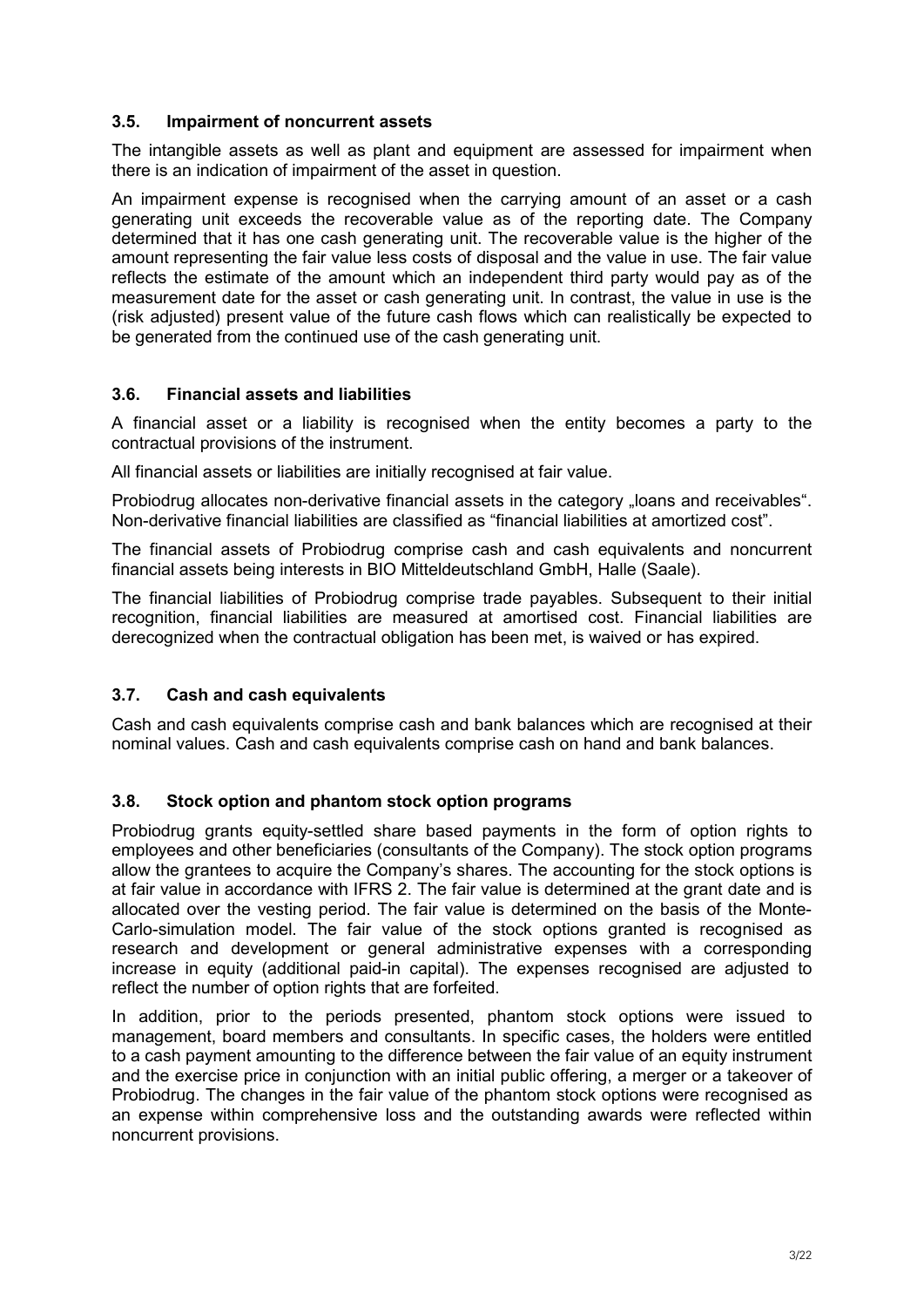### 3.5. Impairment of noncurrent assets

The intangible assets as well as plant and equipment are assessed for impairment when there is an indication of impairment of the asset in question.

An impairment expense is recognised when the carrying amount of an asset or a cash generating unit exceeds the recoverable value as of the reporting date. The Company determined that it has one cash generating unit. The recoverable value is the higher of the amount representing the fair value less costs of disposal and the value in use. The fair value reflects the estimate of the amount which an independent third party would pay as of the measurement date for the asset or cash generating unit. In contrast, the value in use is the (risk adjusted) present value of the future cash flows which can realistically be expected to be generated from the continued use of the cash generating unit.

### 3.6. Financial assets and liabilities

A financial asset or a liability is recognised when the entity becomes a party to the contractual provisions of the instrument.

All financial assets or liabilities are initially recognised at fair value.

Probiodrug allocates non-derivative financial assets in the category „loans and receivables“. Non-derivative financial liabilities are classified as “financial liabilities at amortized cost”.

The financial assets of Probiodrug comprise cash and cash equivalents and noncurrent financial assets being interests in BIO Mitteldeutschland GmbH, Halle (Saale).

The financial liabilities of Probiodrug comprise trade payables. Subsequent to their initial recognition, financial liabilities are measured at amortised cost. Financial liabilities are derecognized when the contractual obligation has been met, is waived or has expired.

### 3.7. Cash and cash equivalents

Cash and cash equivalents comprise cash and bank balances which are recognised at their nominal values. Cash and cash equivalents comprise cash on hand and bank balances.

### 3.8. Stock option and phantom stock option programs

Probiodrug grants equity-settled share based payments in the form of option rights to employees and other beneficiaries (consultants of the Company). The stock option programs allow the grantees to acquire the Company’s shares. The accounting for the stock options is at fair value in accordance with IFRS 2. The fair value is determined at the grant date and is allocated over the vesting period. The fair value is determined on the basis of the Monte-Carlo-simulation model. The fair value of the stock options granted is recognised as research and development or general administrative expenses with a corresponding increase in equity (additional paid-in capital). The expenses recognised are adjusted to reflect the number of option rights that are forfeited.

In addition, prior to the periods presented, phantom stock options were issued to management, board members and consultants. In specific cases, the holders were entitled to a cash payment amounting to the difference between the fair value of an equity instrument and the exercise price in conjunction with an initial public offering, a merger or a takeover of Probiodrug. The changes in the fair value of the phantom stock options were recognised as an expense within comprehensive loss and the outstanding awards were reflected within noncurrent provisions.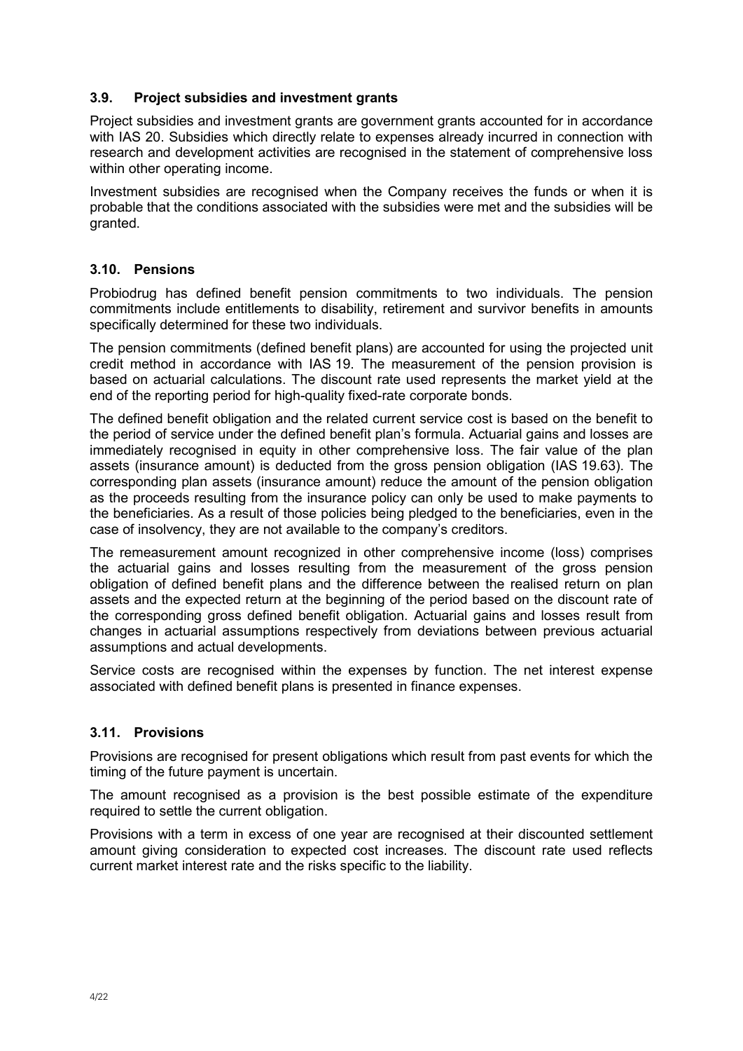### 3.9. Project subsidies and investment grants

Project subsidies and investment grants are government grants accounted for in accordance with IAS 20. Subsidies which directly relate to expenses already incurred in connection with research and development activities are recognised in the statement of comprehensive loss within other operating income.

Investment subsidies are recognised when the Company receives the funds or when it is probable that the conditions associated with the subsidies were met and the subsidies will be granted.

### 3.10. Pensions

Probiodrug has defined benefit pension commitments to two individuals. The pension commitments include entitlements to disability, retirement and survivor benefits in amounts specifically determined for these two individuals.

The pension commitments (defined benefit plans) are accounted for using the projected unit credit method in accordance with IAS 19. The measurement of the pension provision is based on actuarial calculations. The discount rate used represents the market yield at the end of the reporting period for high-quality fixed-rate corporate bonds.

The defined benefit obligation and the related current service cost is based on the benefit to the period of service under the defined benefit plan's formula. Actuarial gains and losses are immediately recognised in equity in other comprehensive loss. The fair value of the plan assets (insurance amount) is deducted from the gross pension obligation (IAS 19.63). The corresponding plan assets (insurance amount) reduce the amount of the pension obligation as the proceeds resulting from the insurance policy can only be used to make payments to the beneficiaries. As a result of those policies being pledged to the beneficiaries, even in the case of insolvency, they are not available to the company's creditors.

The remeasurement amount recognized in other comprehensive income (loss) comprises the actuarial gains and losses resulting from the measurement of the gross pension obligation of defined benefit plans and the difference between the realised return on plan assets and the expected return at the beginning of the period based on the discount rate of the corresponding gross defined benefit obligation. Actuarial gains and losses result from changes in actuarial assumptions respectively from deviations between previous actuarial assumptions and actual developments.

Service costs are recognised within the expenses by function. The net interest expense associated with defined benefit plans is presented in finance expenses.

### 3.11. Provisions

Provisions are recognised for present obligations which result from past events for which the timing of the future payment is uncertain.

The amount recognised as a provision is the best possible estimate of the expenditure required to settle the current obligation.

Provisions with a term in excess of one year are recognised at their discounted settlement amount giving consideration to expected cost increases. The discount rate used reflects current market interest rate and the risks specific to the liability.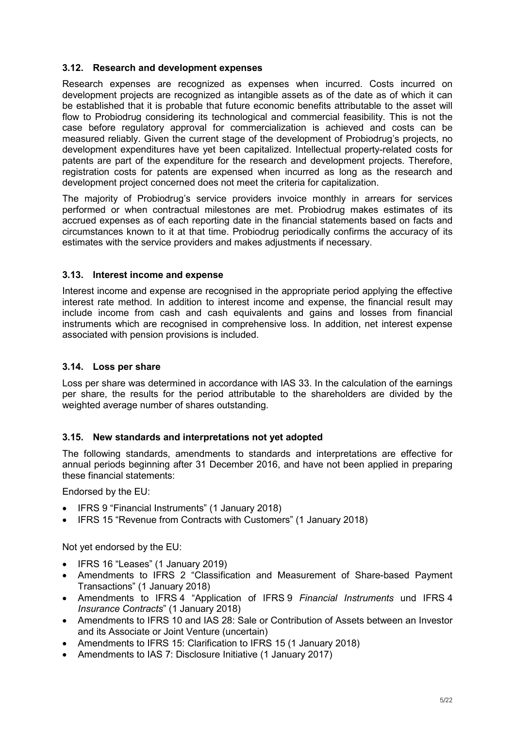### 3.12. Research and development expenses

Research expenses are recognized as expenses when incurred. Costs incurred on development projects are recognized as intangible assets as of the date as of which it can be established that it is probable that future economic benefits attributable to the asset will flow to Probiodrug considering its technological and commercial feasibility. This is not the case before regulatory approval for commercialization is achieved and costs can be measured reliably. Given the current stage of the development of Probiodrug's projects, no development expenditures have yet been capitalized. Intellectual property-related costs for patents are part of the expenditure for the research and development projects. Therefore, registration costs for patents are expensed when incurred as long as the research and development project concerned does not meet the criteria for capitalization.

The majority of Probiodrug's service providers invoice monthly in arrears for services performed or when contractual milestones are met. Probiodrug makes estimates of its accrued expenses as of each reporting date in the financial statements based on facts and circumstances known to it at that time. Probiodrug periodically confirms the accuracy of its estimates with the service providers and makes adjustments if necessary.

### 3.13. Interest income and expense

Interest income and expense are recognised in the appropriate period applying the effective interest rate method. In addition to interest income and expense, the financial result may include income from cash and cash equivalents and gains and losses from financial instruments which are recognised in comprehensive loss. In addition, net interest expense associated with pension provisions is included.

### 3.14. Loss per share

Loss per share was determined in accordance with IAS 33. In the calculation of the earnings per share, the results for the period attributable to the shareholders are divided by the weighted average number of shares outstanding.

### 3.15. New standards and interpretations not yet adopted

The following standards, amendments to standards and interpretations are effective for annual periods beginning after 31 December 2016, and have not been applied in preparing these financial statements:

Endorsed by the EU:

- IFRS 9 "Financial Instruments" (1 January 2018)
- IFRS 15 "Revenue from Contracts with Customers" (1 January 2018)

Not yet endorsed by the EU:

- IFRS 16 "Leases" (1 January 2019)
- Amendments to IFRS 2 "Classification and Measurement of Share-based Payment Transactions" (1 January 2018)
- Amendments to IFRS 4 "Application of IFRS 9 *Financial Instruments* und IFRS 4 *Insurance Contracts*" (1 January 2018)
- Amendments to IFRS 10 and IAS 28: Sale or Contribution of Assets between an Investor and its Associate or Joint Venture (uncertain)
- Amendments to IFRS 15: Clarification to IFRS 15 (1 January 2018)
- Amendments to IAS 7: Disclosure Initiative (1 January 2017)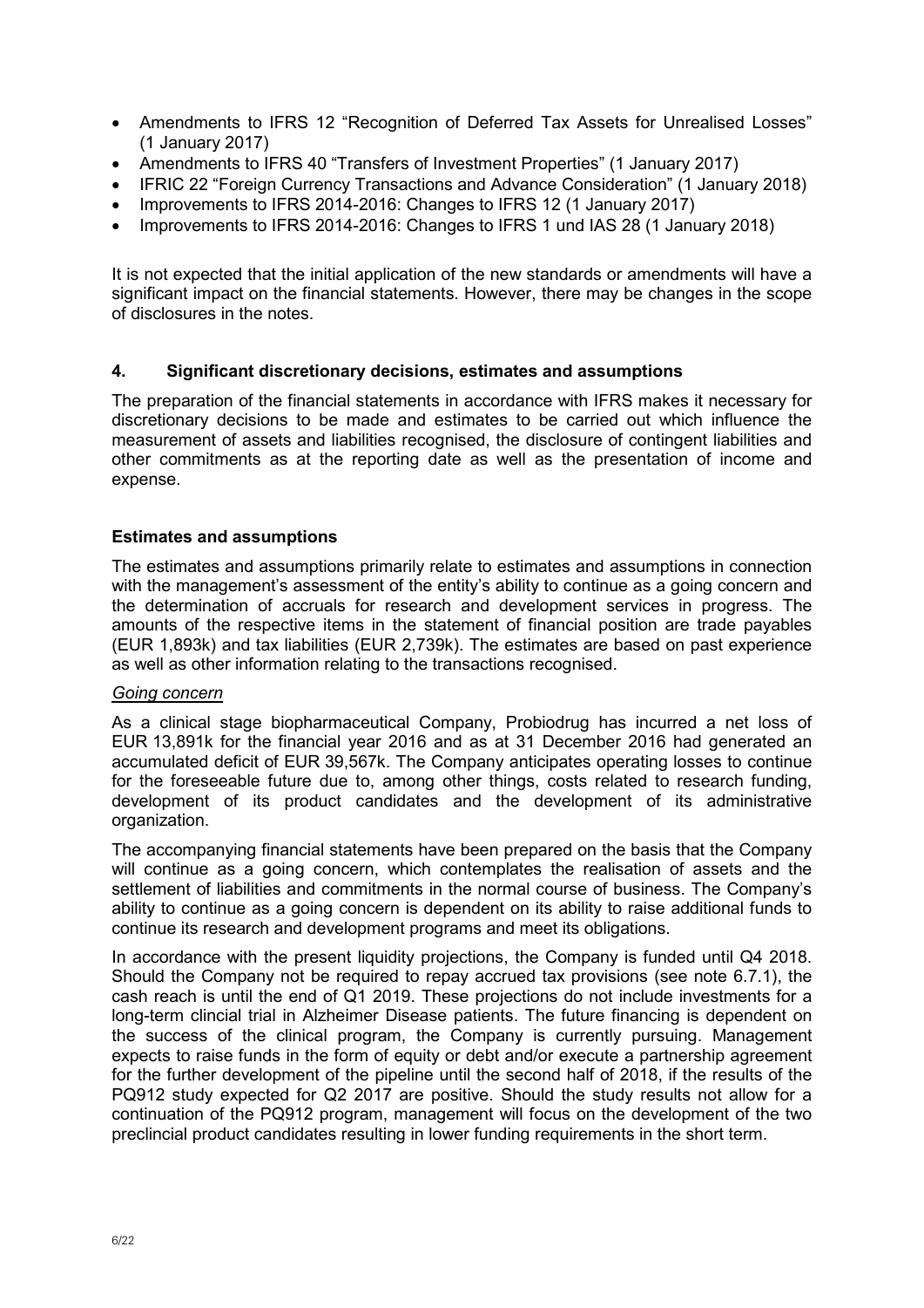- Amendments to IFRS 12 “Recognition of Deferred Tax Assets for Unrealised Losses” (1 January 2017)
- Amendments to IFRS 40 “Transfers of Investment Properties” (1 January 2017)
- IFRIC 22 “Foreign Currency Transactions and Advance Consideration” (1 January 2018)
- Improvements to IFRS 2014-2016: Changes to IFRS 12 (1 January 2017)
- Improvements to IFRS 2014-2016: Changes to IFRS 1 und IAS 28 (1 January 2018)

It is not expected that the initial application of the new standards or amendments will have a significant impact on the financial statements. However, there may be changes in the scope of disclosures in the notes.

## 4. Significant discretionary decisions, estimates and assumptions

The preparation of the financial statements in accordance with IFRS makes it necessary for discretionary decisions to be made and estimates to be carried out which influence the measurement of assets and liabilities recognised, the disclosure of contingent liabilities and other commitments as at the reporting date as well as the presentation of income and expense.

### Estimates and assumptions

The estimates and assumptions primarily relate to estimates and assumptions in connection with the management’s assessment of the entity’s ability to continue as a going concern and the determination of accruals for research and development services in progress. The amounts of the respective items in the statement of financial position are trade payables (EUR 1,893k) and tax liabilities (EUR 2,739k). The estimates are based on past experience as well as other information relating to the transactions recognised.

*Going concern*

As a clinical stage biopharmaceutical Company, Probiodrug has incurred a net loss of EUR 13,891k for the financial year 2016 and as at 31 December 2016 had generated an accumulated deficit of EUR 39,567k. The Company anticipates operating losses to continue for the foreseeable future due to, among other things, costs related to research funding, development of its product candidates and the development of its administrative organization.

The accompanying financial statements have been prepared on the basis that the Company will continue as a going concern, which contemplates the realisation of assets and the settlement of liabilities and commitments in the normal course of business. The Company’s ability to continue as a going concern is dependent on its ability to raise additional funds to continue its research and development programs and meet its obligations.

In accordance with the present liquidity projections, the Company is funded until Q4 2018. Should the Company not be required to repay accrued tax provisions (see note 6.7.1), the cash reach is until the end of Q1 2019. These projections do not include investments for a long-term clincial trial in Alzheimer Disease patients. The future financing is dependent on the success of the clinical program, the Company is currently pursuing. Management expects to raise funds in the form of equity or debt and/or execute a partnership agreement for the further development of the pipeline until the second half of 2018, if the results of the PQ912 study expected for Q2 2017 are positive. Should the study results not allow for a continuation of the PQ912 program, management will focus on the development of the two preclincial product candidates resulting in lower funding requirements in the short term.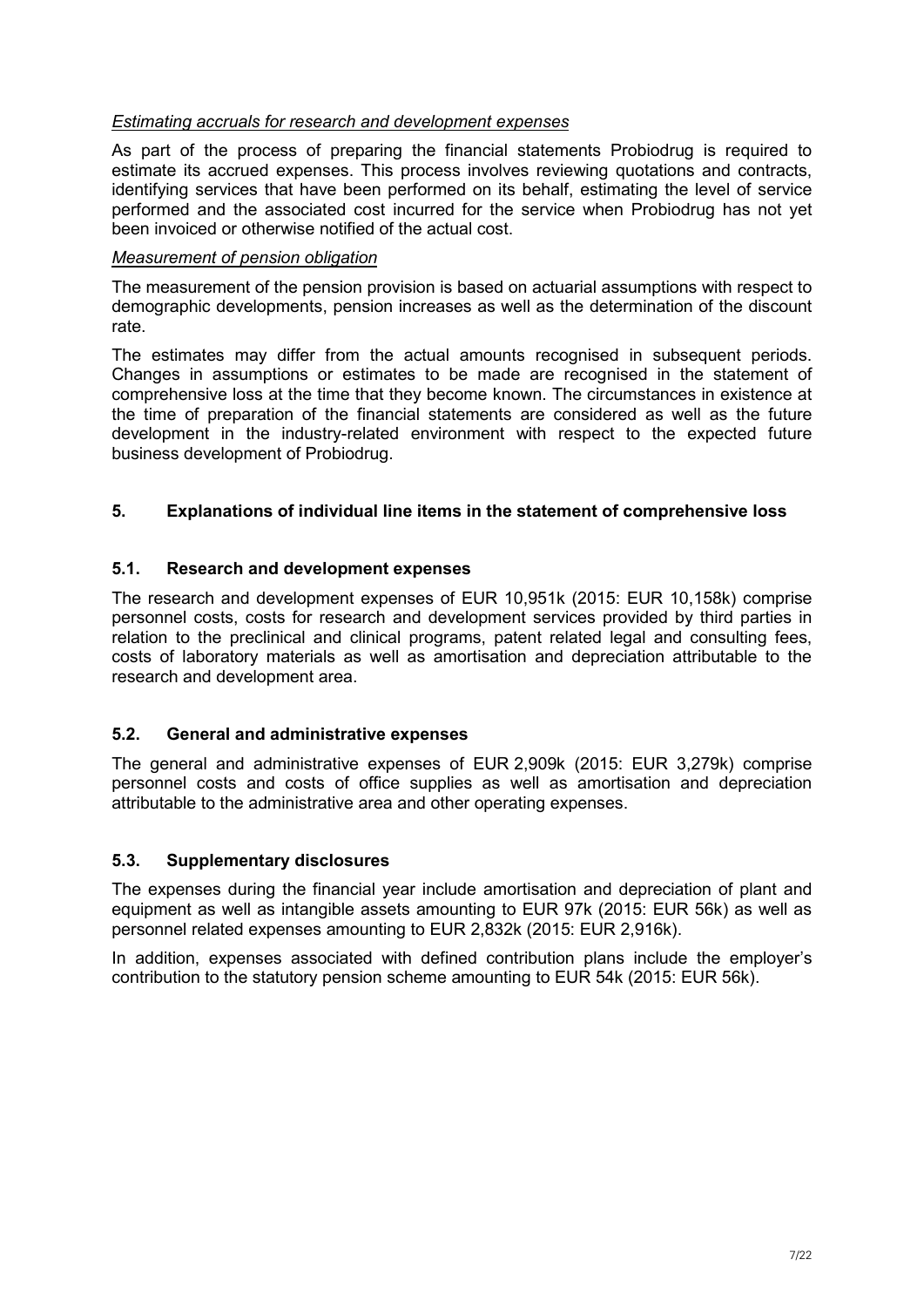*Estimating accruals for research and development expenses*

As part of the process of preparing the financial statements Probiodrug is required to estimate its accrued expenses. This process involves reviewing quotations and contracts, identifying services that have been performed on its behalf, estimating the level of service performed and the associated cost incurred for the service when Probiodrug has not yet been invoiced or otherwise notified of the actual cost.

*Measurement of pension obligation*

The measurement of the pension provision is based on actuarial assumptions with respect to demographic developments, pension increases as well as the determination of the discount rate.

The estimates may differ from the actual amounts recognised in subsequent periods. Changes in assumptions or estimates to be made are recognised in the statement of comprehensive loss at the time that they become known. The circumstances in existence at the time of preparation of the financial statements are considered as well as the future development in the industry-related environment with respect to the expected future business development of Probiodrug.

## 5. Explanations of individual line items in the statement of comprehensive loss

### 5.1. Research and development expenses

The research and development expenses of EUR 10,951k (2015: EUR 10,158k) comprise personnel costs, costs for research and development services provided by third parties in relation to the preclinical and clinical programs, patent related legal and consulting fees, costs of laboratory materials as well as amortisation and depreciation attributable to the research and development area.

### 5.2. General and administrative expenses

The general and administrative expenses of EUR 2,909k (2015: EUR 3,279k) comprise personnel costs and costs of office supplies as well as amortisation and depreciation attributable to the administrative area and other operating expenses.

### 5.3. Supplementary disclosures

The expenses during the financial year include amortisation and depreciation of plant and equipment as well as intangible assets amounting to EUR 97k (2015: EUR 56k) as well as personnel related expenses amounting to EUR 2,832k (2015: EUR 2,916k).

In addition, expenses associated with defined contribution plans include the employer's contribution to the statutory pension scheme amounting to EUR 54k (2015: EUR 56k).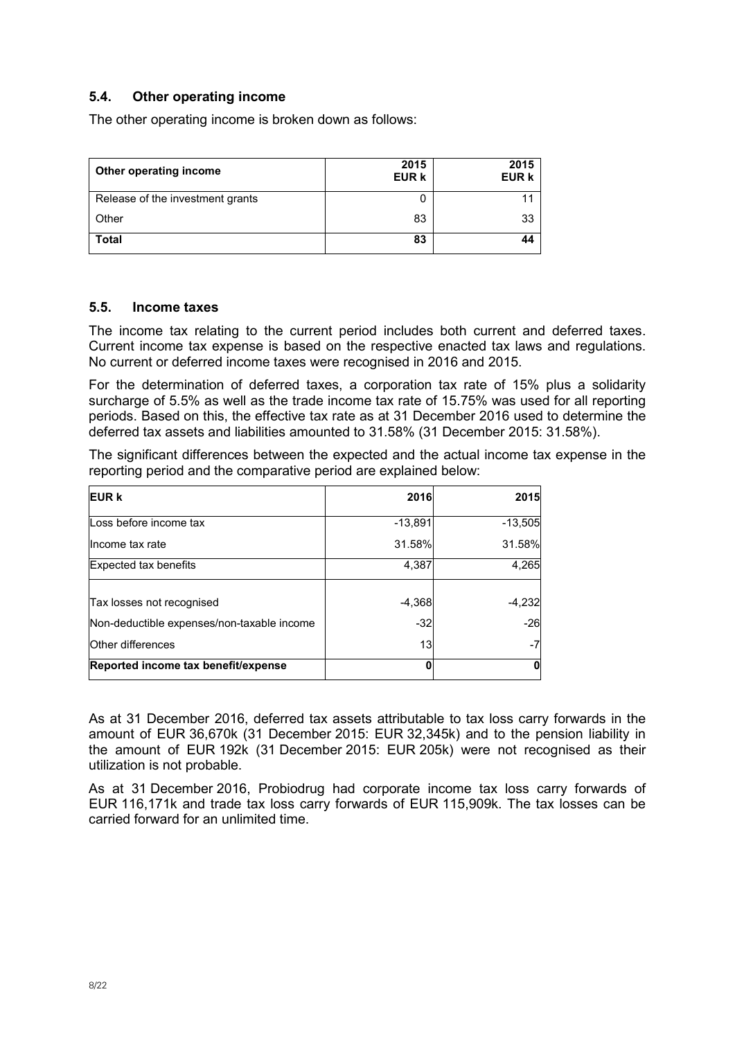### 5.4. Other operating income

The other operating income is broken down as follows:

| Other operating income | 2015 EUR k | 2015 EUR k |
|---|---|---|
| Release of the investment grants | 0 | 11 |
| Other | 83 | 33 |
| **Total** | **83** | **44** |

### 5.5. Income taxes

The income tax relating to the current period includes both current and deferred taxes. Current income tax expense is based on the respective enacted tax laws and regulations. No current or deferred income taxes were recognised in 2016 and 2015.

For the determination of deferred taxes, a corporation tax rate of 15% plus a solidarity surcharge of 5.5% as well as the trade income tax rate of 15.75% was used for all reporting periods. Based on this, the effective tax rate as at 31 December 2016 used to determine the deferred tax assets and liabilities amounted to 31.58% (31 December 2015: 31.58%).

The significant differences between the expected and the actual income tax expense in the reporting period and the comparative period are explained below:

| EUR k | 2016 | 2015 |
|---|---|---|
| Loss before income tax | -13,891 | -13,505 |
| Income tax rate | 31.58% | 31.58% |
| Expected tax benefits | 4,387 | 4,265 |
| Tax losses not recognised | -4,368 | -4,232 |
| Non-deductible expenses/non-taxable income | -32 | -26 |
| Other differences | 13 | -7 |
| **Reported income tax benefit/expense** | **0** | **0** |

As at 31 December 2016, deferred tax assets attributable to tax loss carry forwards in the amount of EUR 36,670k (31 December 2015: EUR 32,345k) and to the pension liability in the amount of EUR 192k (31 December 2015: EUR 205k) were not recognised as their utilization is not probable.

As at 31 December 2016, Probiodrug had corporate income tax loss carry forwards of EUR 116,171k and trade tax loss carry forwards of EUR 115,909k. The tax losses can be carried forward for an unlimited time.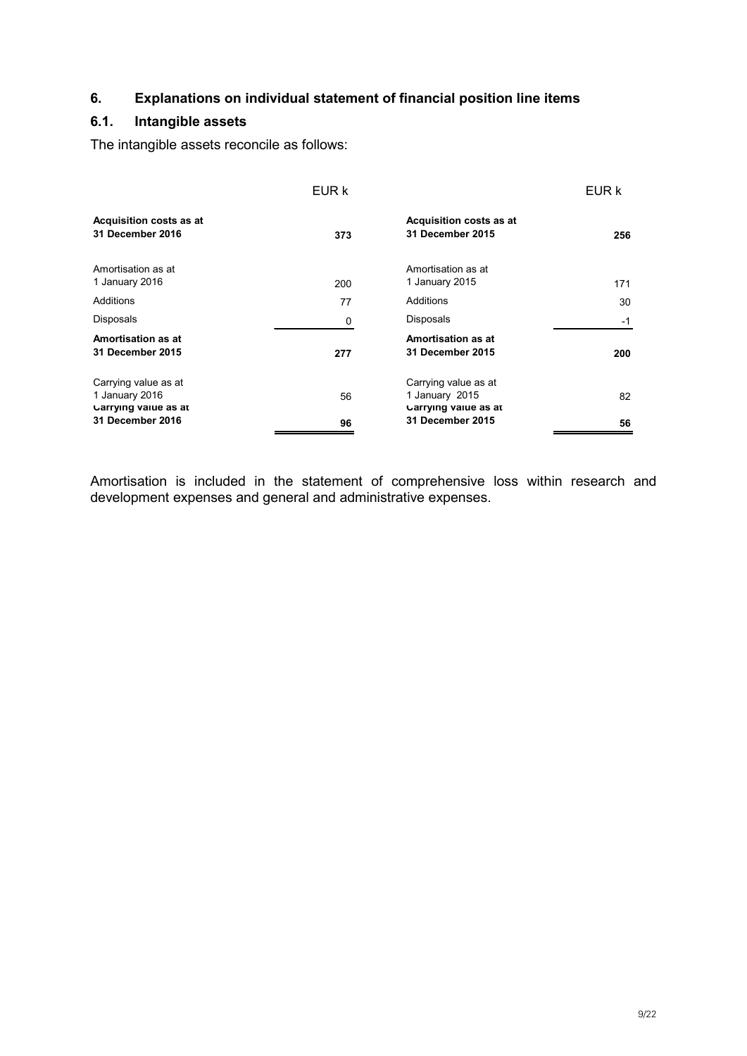## 6. Explanations on individual statement of financial position line items

### 6.1. Intangible assets

The intangible assets reconcile as follows:

| | EUR k | | EUR k |
|---|---|---|---|
| **Acquisition costs as at 31 December 2016** | **373** | **Acquisition costs as at 31 December 2015** | **256** |
| Amortisation as at 1 January 2016 | 200 | Amortisation as at 1 January 2015 | 171 |
| Additions | 77 | Additions | 30 |
| Disposals | 0 | Disposals | -1 |
| **Amortisation as at 31 December 2015** | **277** | **Amortisation as at 31 December 2015** | **200** |
| Carrying value as at 1 January 2016 | 56 | Carrying value as at 1 January 2015 | 82 |
| **Carrying value as at 31 December 2016** | **96** | **Carrying value as at 31 December 2015** | **56** |

Amortisation is included in the statement of comprehensive loss within research and development expenses and general and administrative expenses.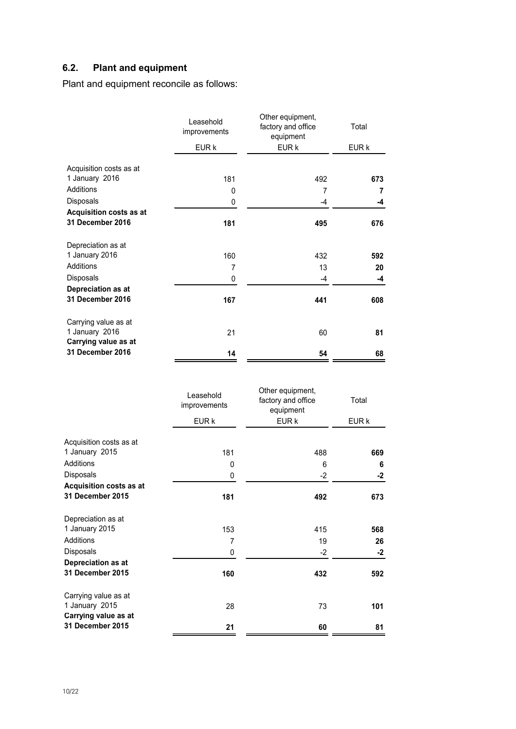## 6.2. Plant and equipment

Plant and equipment reconcile as follows:

| | Leasehold improvements | Other equipment, factory and office equipment | Total |
|---|---|---|---|
| | EUR k | EUR k | EUR k |
| Acquisition costs as at 1 January 2016 | 181 | 492 | **673** |
| Additions | 0 | 7 | **7** |
| Disposals | 0 | -4 | **-4** |
| **Acquisition costs as at 31 December 2016** | **181** | **495** | **676** |
| Depreciation as at 1 January 2016 | 160 | 432 | **592** |
| Additions | 7 | 13 | **20** |
| Disposals | 0 | -4 | **-4** |
| **Depreciation as at 31 December 2016** | **167** | **441** | **608** |
| Carrying value as at 1 January 2016 | 21 | 60 | **81** |
| **Carrying value as at 31 December 2016** | **14** | **54** | **68** |

| | Leasehold improvements | Other equipment, factory and office equipment | Total |
|---|---|---|---|
| | EUR k | EUR k | EUR k |
| Acquisition costs as at 1 January 2015 | 181 | 488 | **669** |
| Additions | 0 | 6 | **6** |
| Disposals | 0 | -2 | **-2** |
| **Acquisition costs as at 31 December 2015** | **181** | **492** | **673** |
| Depreciation as at 1 January 2015 | 153 | 415 | **568** |
| Additions | 7 | 19 | **26** |
| Disposals | 0 | -2 | **-2** |
| **Depreciation as at 31 December 2015** | **160** | **432** | **592** |
| Carrying value as at 1 January 2015 | 28 | 73 | **101** |
| **Carrying value as at 31 December 2015** | **21** | **60** | **81** |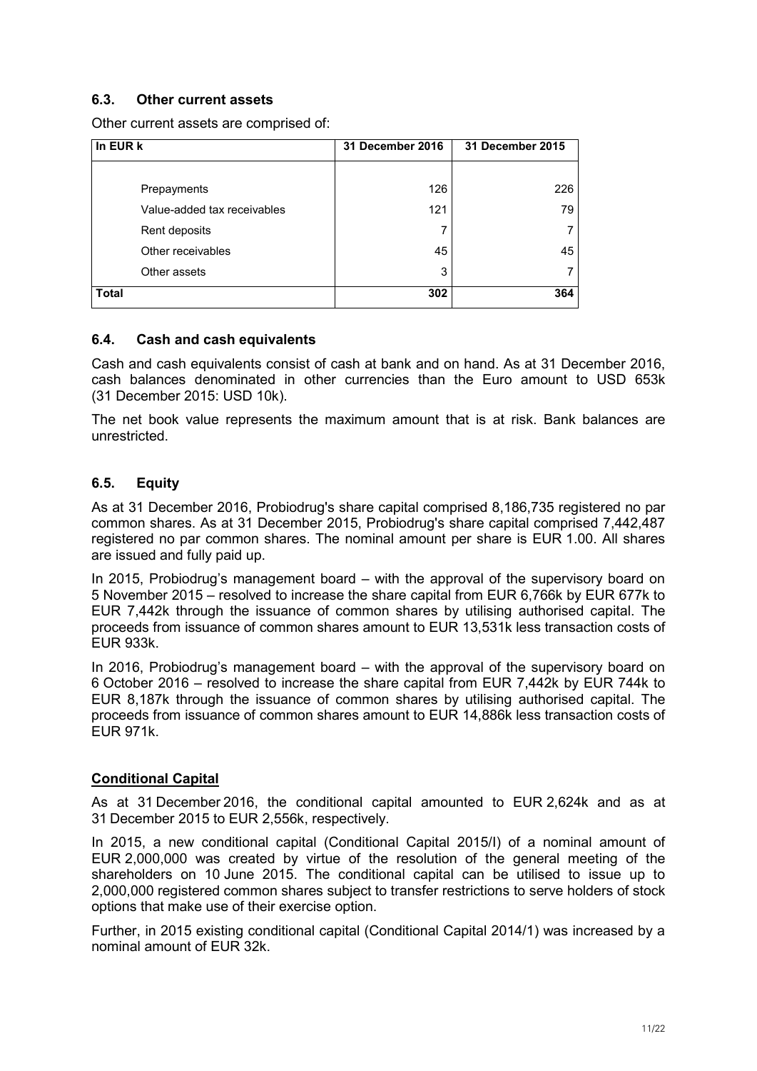### 6.3. Other current assets

Other current assets are comprised of:

| In EUR k | 31 December 2016 | 31 December 2015 |
|---|---|---|
| Prepayments | 126 | 226 |
| Value-added tax receivables | 121 | 79 |
| Rent deposits | 7 | 7 |
| Other receivables | 45 | 45 |
| Other assets | 3 | 7 |
| **Total** | **302** | **364** |

### 6.4. Cash and cash equivalents

Cash and cash equivalents consist of cash at bank and on hand. As at 31 December 2016, cash balances denominated in other currencies than the Euro amount to USD 653k (31 December 2015: USD 10k).

The net book value represents the maximum amount that is at risk. Bank balances are unrestricted.

### 6.5. Equity

As at 31 December 2016, Probiodrug's share capital comprised 8,186,735 registered no par common shares. As at 31 December 2015, Probiodrug's share capital comprised 7,442,487 registered no par common shares. The nominal amount per share is EUR 1.00. All shares are issued and fully paid up.

In 2015, Probiodrug's management board – with the approval of the supervisory board on 5 November 2015 – resolved to increase the share capital from EUR 6,766k by EUR 677k to EUR 7,442k through the issuance of common shares by utilising authorised capital. The proceeds from issuance of common shares amount to EUR 13,531k less transaction costs of EUR 933k.

In 2016, Probiodrug's management board – with the approval of the supervisory board on 6 October 2016 – resolved to increase the share capital from EUR 7,442k by EUR 744k to EUR 8,187k through the issuance of common shares by utilising authorised capital. The proceeds from issuance of common shares amount to EUR 14,886k less transaction costs of EUR 971k.

**Conditional Capital**

As at 31 December 2016, the conditional capital amounted to EUR 2,624k and as at 31 December 2015 to EUR 2,556k, respectively.

In 2015, a new conditional capital (Conditional Capital 2015/I) of a nominal amount of EUR 2,000,000 was created by virtue of the resolution of the general meeting of the shareholders on 10 June 2015. The conditional capital can be utilised to issue up to 2,000,000 registered common shares subject to transfer restrictions to serve holders of stock options that make use of their exercise option.

Further, in 2015 existing conditional capital (Conditional Capital 2014/1) was increased by a nominal amount of EUR 32k.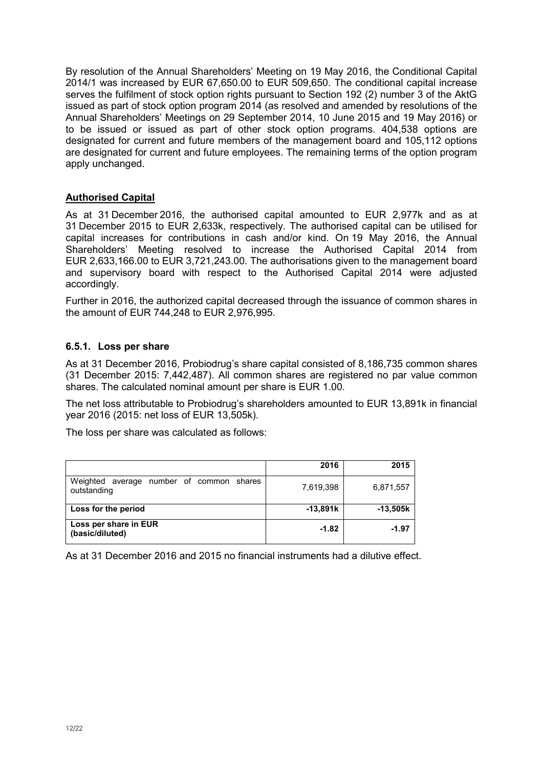By resolution of the Annual Shareholders' Meeting on 19 May 2016, the Conditional Capital 2014/1 was increased by EUR 67,650.00 to EUR 509,650. The conditional capital increase serves the fulfilment of stock option rights pursuant to Section 192 (2) number 3 of the AktG issued as part of stock option program 2014 (as resolved and amended by resolutions of the Annual Shareholders' Meetings on 29 September 2014, 10 June 2015 and 19 May 2016) or to be issued or issued as part of other stock option programs. 404,538 options are designated for current and future members of the management board and 105,112 options are designated for current and future employees. The remaining terms of the option program apply unchanged.

**Authorised Capital**

As at 31 December 2016, the authorised capital amounted to EUR 2,977k and as at 31 December 2015 to EUR 2,633k, respectively. The authorised capital can be utilised for capital increases for contributions in cash and/or kind. On 19 May 2016, the Annual Shareholders' Meeting resolved to increase the Authorised Capital 2014 from EUR 2,633,166.00 to EUR 3,721,243.00. The authorisations given to the management board and supervisory board with respect to the Authorised Capital 2014 were adjusted accordingly.

Further in 2016, the authorized capital decreased through the issuance of common shares in the amount of EUR 744,248 to EUR 2,976,995.

### 6.5.1. Loss per share

As at 31 December 2016, Probiodrug's share capital consisted of 8,186,735 common shares (31 December 2015: 7,442,487). All common shares are registered no par value common shares. The calculated nominal amount per share is EUR 1.00.

The net loss attributable to Probiodrug's shareholders amounted to EUR 13,891k in financial year 2016 (2015: net loss of EUR 13,505k).

The loss per share was calculated as follows:

| | **2016** | **2015** |
|---|---|---|
| Weighted average number of common shares outstanding | 7,619,398 | 6,871,557 |
| **Loss for the period** | **-13,891k** | **-13,505k** |
| **Loss per share in EUR (basic/diluted)** | **-1.82** | **-1.97** |

As at 31 December 2016 and 2015 no financial instruments had a dilutive effect.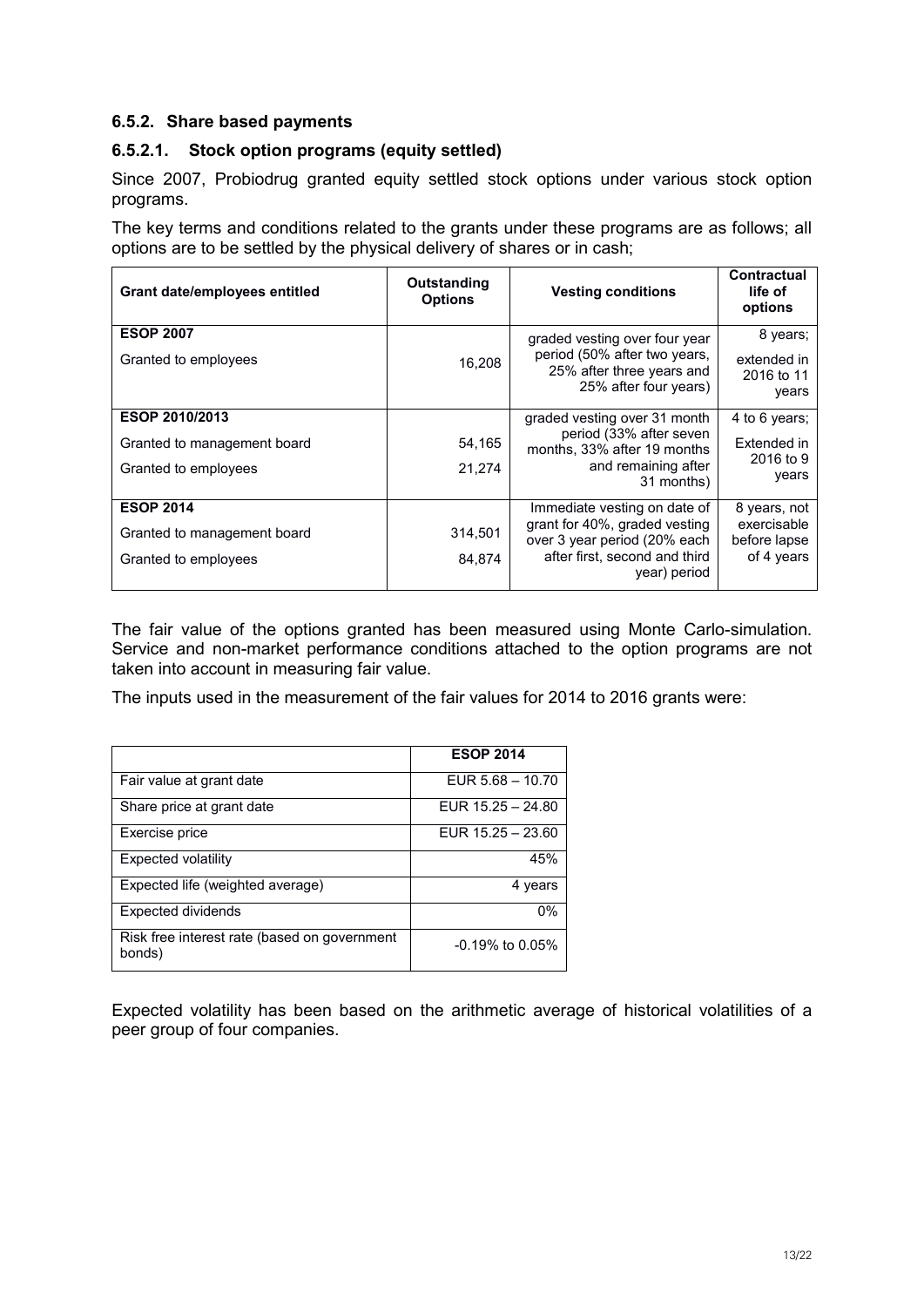### 6.5.2. Share based payments

#### 6.5.2.1. Stock option programs (equity settled)

Since 2007, Probiodrug granted equity settled stock options under various stock option programs.

The key terms and conditions related to the grants under these programs are as follows; all options are to be settled by the physical delivery of shares or in cash;

| Grant date/employees entitled | Outstanding Options | Vesting conditions | Contractual life of options |
|---|---|---|---|
| **ESOP 2007** | | graded vesting over four year period (50% after two years, 25% after three years and 25% after four years) | 8 years; extended in 2016 to 11 years |
| Granted to employees | 16,208 | | |
| **ESOP 2010/2013** | | graded vesting over 31 month period (33% after seven months, 33% after 19 months and remaining after 31 months) | 4 to 6 years; Extended in 2016 to 9 years |
| Granted to management board | 54,165 | | |
| Granted to employees | 21,274 | | |
| **ESOP 2014** | | Immediate vesting on date of grant for 40%, graded vesting over 3 year period (20% each after first, second and third year) period | 8 years, not exercisable before lapse of 4 years |
| Granted to management board | 314,501 | | |
| Granted to employees | 84,874 | | |

The fair value of the options granted has been measured using Monte Carlo-simulation. Service and non-market performance conditions attached to the option programs are not taken into account in measuring fair value.

The inputs used in the measurement of the fair values for 2014 to 2016 grants were:

| | ESOP 2014 |
|---|---|
| Fair value at grant date | EUR 5.68 – 10.70 |
| Share price at grant date | EUR 15.25 – 24.80 |
| Exercise price | EUR 15.25 – 23.60 |
| Expected volatility | 45% |
| Expected life (weighted average) | 4 years |
| Expected dividends | 0% |
| Risk free interest rate (based on government bonds) | -0.19% to 0.05% |

Expected volatility has been based on the arithmetic average of historical volatilities of a peer group of four companies.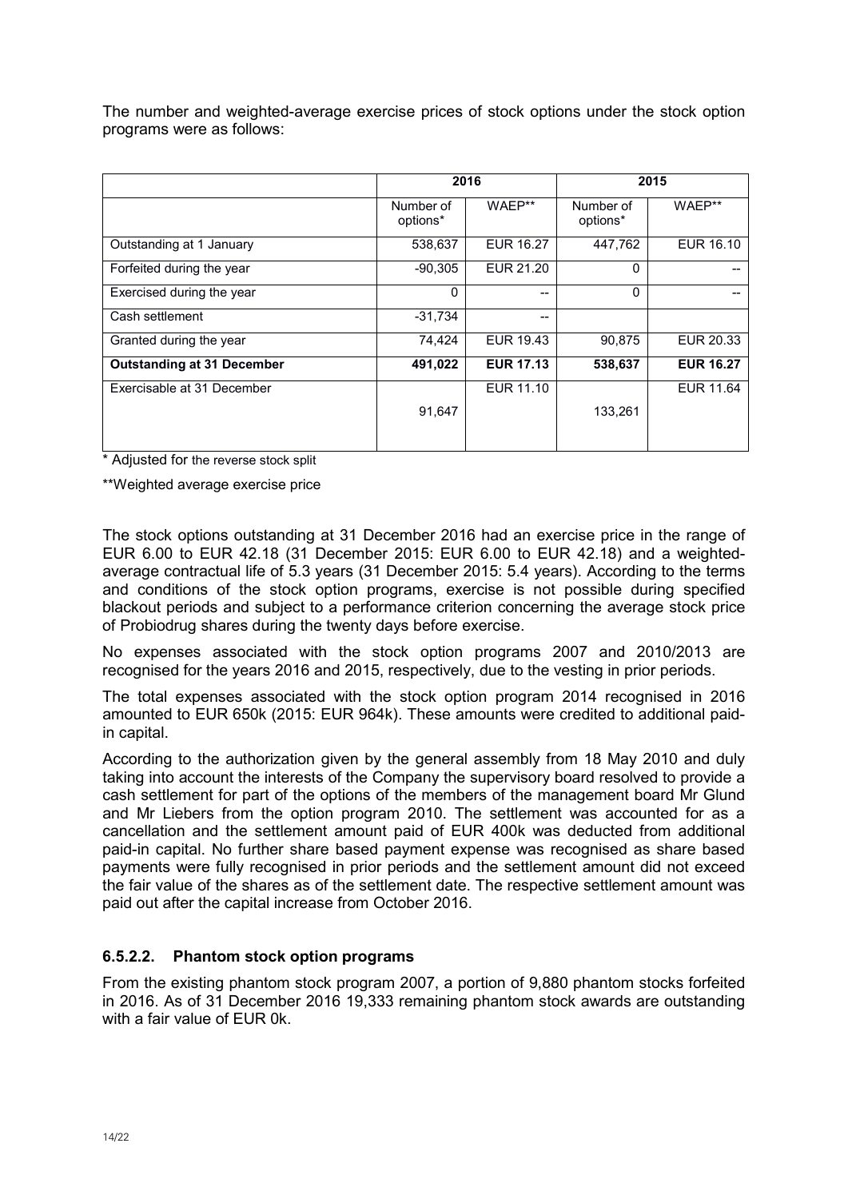The number and weighted-average exercise prices of stock options under the stock option programs were as follows:

| | 2016 | | 2015 | |
|---|---|---|---|---|
| | Number of options* | WAEP** | Number of options* | WAEP** |
| Outstanding at 1 January | 538,637 | EUR 16.27 | 447,762 | EUR 16.10 |
| Forfeited during the year | -90,305 | EUR 21.20 | 0 | -- |
| Exercised during the year | 0 | -- | 0 | -- |
| Cash settlement | -31,734 | -- | | |
| Granted during the year | 74,424 | EUR 19.43 | 90,875 | EUR 20.33 |
| **Outstanding at 31 December** | **491,022** | **EUR 17.13** | **538,637** | **EUR 16.27** |
| Exercisable at 31 December | 91,647 | EUR 11.10 | 133,261 | EUR 11.64 |

* Adjusted for the reverse stock split

**Weighted average exercise price

The stock options outstanding at 31 December 2016 had an exercise price in the range of EUR 6.00 to EUR 42.18 (31 December 2015: EUR 6.00 to EUR 42.18) and a weighted-average contractual life of 5.3 years (31 December 2015: 5.4 years). According to the terms and conditions of the stock option programs, exercise is not possible during specified blackout periods and subject to a performance criterion concerning the average stock price of Probiodrug shares during the twenty days before exercise.

No expenses associated with the stock option programs 2007 and 2010/2013 are recognised for the years 2016 and 2015, respectively, due to the vesting in prior periods.

The total expenses associated with the stock option program 2014 recognised in 2016 amounted to EUR 650k (2015: EUR 964k). These amounts were credited to additional paid-in capital.

According to the authorization given by the general assembly from 18 May 2010 and duly taking into account the interests of the Company the supervisory board resolved to provide a cash settlement for part of the options of the members of the management board Mr Glund and Mr Liebers from the option program 2010. The settlement was accounted for as a cancellation and the settlement amount paid of EUR 400k was deducted from additional paid-in capital. No further share based payment expense was recognised as share based payments were fully recognised in prior periods and the settlement amount did not exceed the fair value of the shares as of the settlement date. The respective settlement amount was paid out after the capital increase from October 2016.

### 6.5.2.2. Phantom stock option programs

From the existing phantom stock program 2007, a portion of 9,880 phantom stocks forfeited in 2016. As of 31 December 2016 19,333 remaining phantom stock awards are outstanding with a fair value of EUR 0k.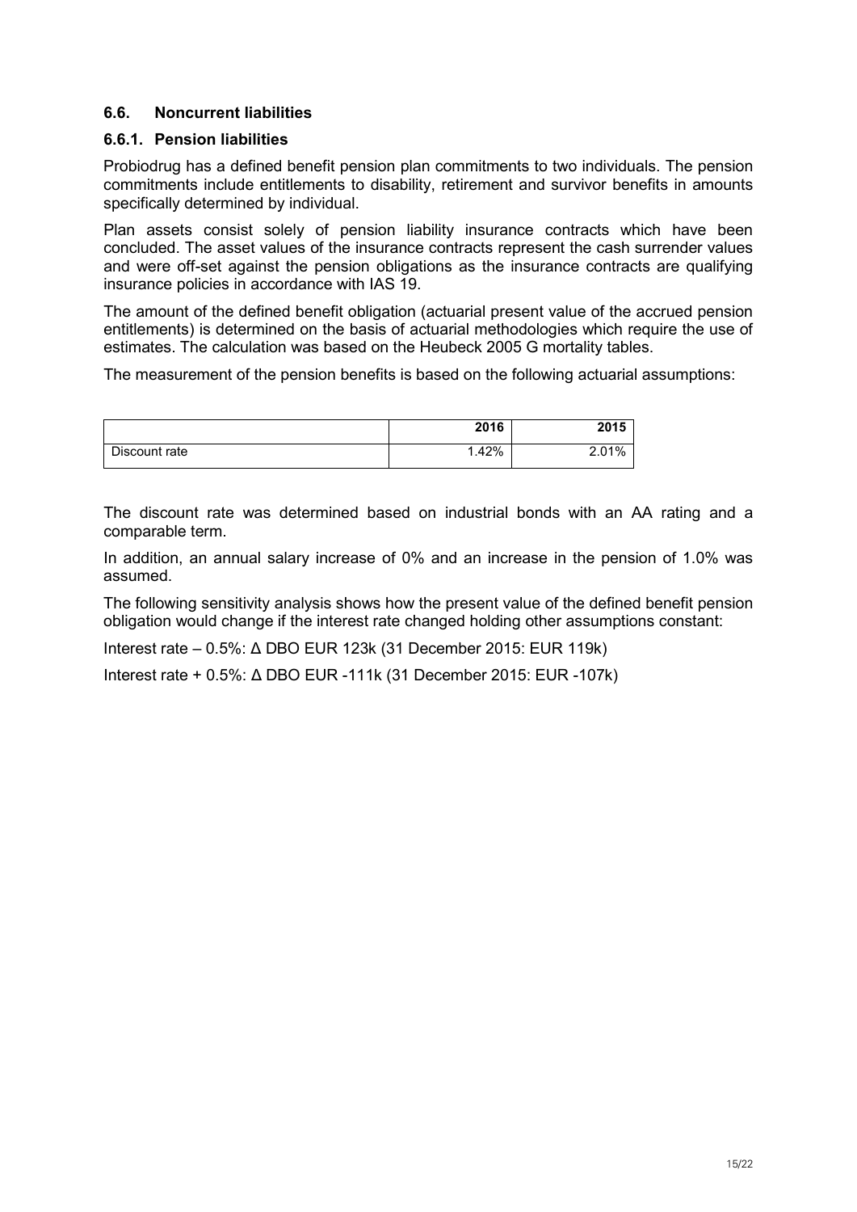### 6.6. Noncurrent liabilities

#### 6.6.1. Pension liabilities

Probiodrug has a defined benefit pension plan commitments to two individuals. The pension commitments include entitlements to disability, retirement and survivor benefits in amounts specifically determined by individual.

Plan assets consist solely of pension liability insurance contracts which have been concluded. The asset values of the insurance contracts represent the cash surrender values and were off-set against the pension obligations as the insurance contracts are qualifying insurance policies in accordance with IAS 19.

The amount of the defined benefit obligation (actuarial present value of the accrued pension entitlements) is determined on the basis of actuarial methodologies which require the use of estimates. The calculation was based on the Heubeck 2005 G mortality tables.

The measurement of the pension benefits is based on the following actuarial assumptions:

| | 2016 | 2015 |
|---|---|---|
| Discount rate | 1.42% | 2.01% |

The discount rate was determined based on industrial bonds with an AA rating and a comparable term.

In addition, an annual salary increase of 0% and an increase in the pension of 1.0% was assumed.

The following sensitivity analysis shows how the present value of the defined benefit pension obligation would change if the interest rate changed holding other assumptions constant:

Interest rate – 0.5%: Δ DBO EUR 123k (31 December 2015: EUR 119k)

Interest rate + 0.5%: Δ DBO EUR -111k (31 December 2015: EUR -107k)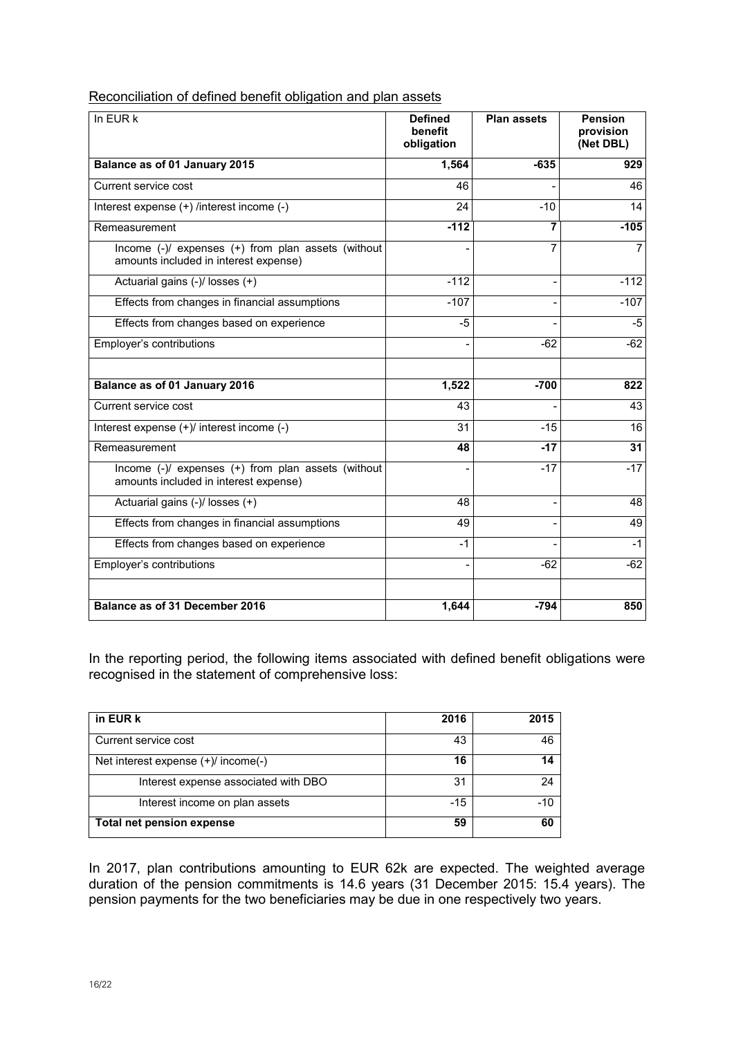Reconciliation of defined benefit obligation and plan assets

| In EUR k | Defined benefit obligation | Plan assets | Pension provision (Net DBL) |
|---|---|---|---|
| **Balance as of 01 January 2015** | **1,564** | **-635** | **929** |
| Current service cost | 46 | - | 46 |
| Interest expense (+) /interest income (-) | 24 | -10 | 14 |
| Remeasurement | **-112** | **7** | **-105** |
| Income (-)/ expenses (+) from plan assets (without amounts included in interest expense) | - | 7 | 7 |
| Actuarial gains (-)/ losses (+) | -112 | - | -112 |
| Effects from changes in financial assumptions | -107 | - | -107 |
| Effects from changes based on experience | -5 | - | -5 |
| Employer's contributions | - | -62 | -62 |
| | | | |
| **Balance as of 01 January 2016** | **1,522** | **-700** | **822** |
| Current service cost | 43 | - | 43 |
| Interest expense (+)/ interest income (-) | 31 | -15 | 16 |
| Remeasurement | **48** | **-17** | **31** |
| Income (-)/ expenses (+) from plan assets (without amounts included in interest expense) | - | -17 | -17 |
| Actuarial gains (-)/ losses (+) | 48 | - | 48 |
| Effects from changes in financial assumptions | 49 | - | 49 |
| Effects from changes based on experience | -1 | - | -1 |
| Employer's contributions | - | -62 | -62 |
| | | | |
| **Balance as of 31 December 2016** | **1,644** | **-794** | **850** |

In the reporting period, the following items associated with defined benefit obligations were recognised in the statement of comprehensive loss:

| in EUR k | 2016 | 2015 |
|---|---|---|
| Current service cost | 43 | 46 |
| Net interest expense (+)/ income(-) | **16** | **14** |
| Interest expense associated with DBO | 31 | 24 |
| Interest income on plan assets | -15 | -10 |
| **Total net pension expense** | **59** | **60** |

In 2017, plan contributions amounting to EUR 62k are expected. The weighted average duration of the pension commitments is 14.6 years (31 December 2015: 15.4 years). The pension payments for the two beneficiaries may be due in one respectively two years.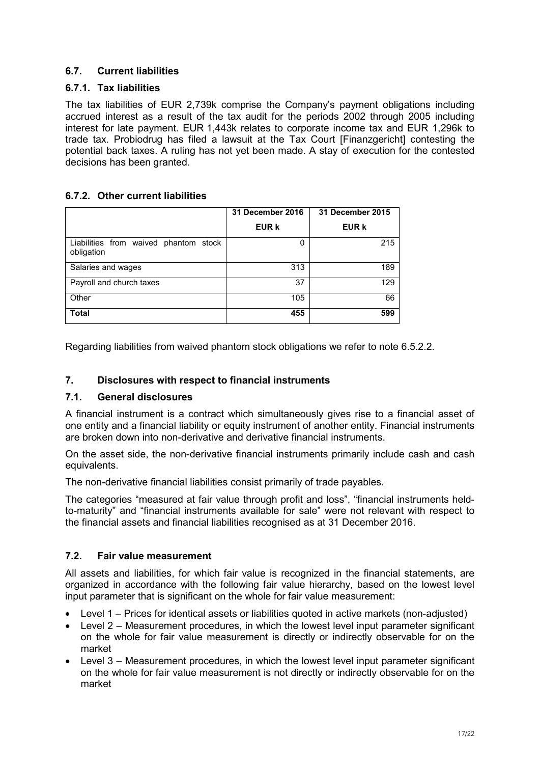## 6.7. Current liabilities

### 6.7.1. Tax liabilities

The tax liabilities of EUR 2,739k comprise the Company's payment obligations including accrued interest as a result of the tax audit for the periods 2002 through 2005 including interest for late payment. EUR 1,443k relates to corporate income tax and EUR 1,296k to trade tax. Probiodrug has filed a lawsuit at the Tax Court [Finanzgericht] contesting the potential back taxes. A ruling has not yet been made. A stay of execution for the contested decisions has been granted.

### 6.7.2. Other current liabilities

| | 31 December 2016<br>EUR k | 31 December 2015<br>EUR k |
|---|---|---|
| Liabilities from waived phantom stock obligation | 0 | 215 |
| Salaries and wages | 313 | 189 |
| Payroll and church taxes | 37 | 129 |
| Other | 105 | 66 |
| **Total** | **455** | **599** |

Regarding liabilities from waived phantom stock obligations we refer to note 6.5.2.2.

## 7. Disclosures with respect to financial instruments

### 7.1. General disclosures

A financial instrument is a contract which simultaneously gives rise to a financial asset of one entity and a financial liability or equity instrument of another entity. Financial instruments are broken down into non-derivative and derivative financial instruments.

On the asset side, the non-derivative financial instruments primarily include cash and cash equivalents.

The non-derivative financial liabilities consist primarily of trade payables.

The categories "measured at fair value through profit and loss", "financial instruments held-to-maturity" and "financial instruments available for sale" were not relevant with respect to the financial assets and financial liabilities recognised as at 31 December 2016.

### 7.2. Fair value measurement

All assets and liabilities, for which fair value is recognized in the financial statements, are organized in accordance with the following fair value hierarchy, based on the lowest level input parameter that is significant on the whole for fair value measurement:

- Level 1 – Prices for identical assets or liabilities quoted in active markets (non-adjusted)
- Level 2 – Measurement procedures, in which the lowest level input parameter significant on the whole for fair value measurement is directly or indirectly observable for on the market
- Level 3 – Measurement procedures, in which the lowest level input parameter significant on the whole for fair value measurement is not directly or indirectly observable for on the market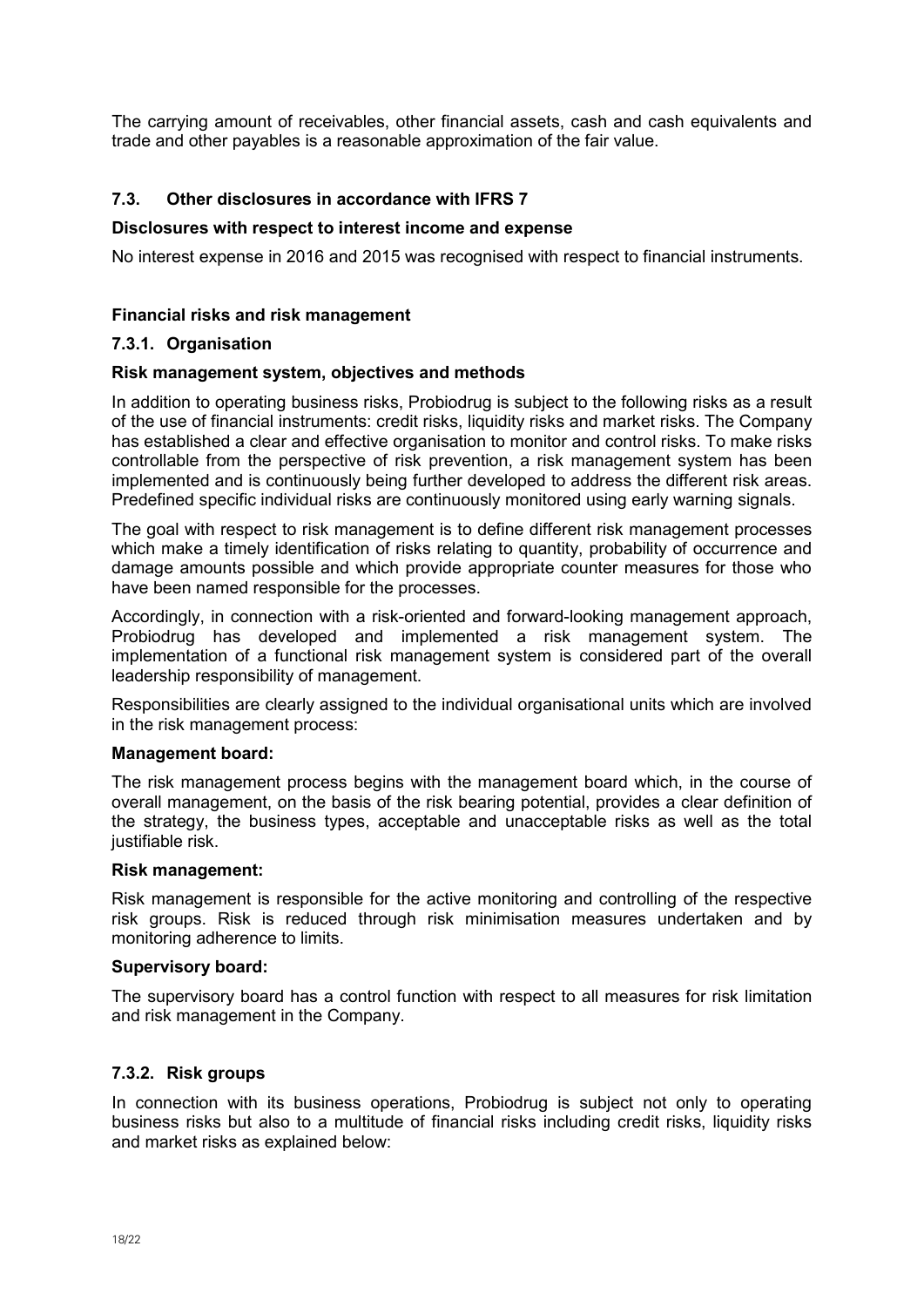The carrying amount of receivables, other financial assets, cash and cash equivalents and trade and other payables is a reasonable approximation of the fair value.

## 7.3. Other disclosures in accordance with IFRS 7

**Disclosures with respect to interest income and expense**

No interest expense in 2016 and 2015 was recognised with respect to financial instruments.

**Financial risks and risk management**

### 7.3.1. Organisation

**Risk management system, objectives and methods**

In addition to operating business risks, Probiodrug is subject to the following risks as a result of the use of financial instruments: credit risks, liquidity risks and market risks. The Company has established a clear and effective organisation to monitor and control risks. To make risks controllable from the perspective of risk prevention, a risk management system has been implemented and is continuously being further developed to address the different risk areas. Predefined specific individual risks are continuously monitored using early warning signals.

The goal with respect to risk management is to define different risk management processes which make a timely identification of risks relating to quantity, probability of occurrence and damage amounts possible and which provide appropriate counter measures for those who have been named responsible for the processes.

Accordingly, in connection with a risk-oriented and forward-looking management approach, Probiodrug has developed and implemented a risk management system. The implementation of a functional risk management system is considered part of the overall leadership responsibility of management.

Responsibilities are clearly assigned to the individual organisational units which are involved in the risk management process:

**Management board:**

The risk management process begins with the management board which, in the course of overall management, on the basis of the risk bearing potential, provides a clear definition of the strategy, the business types, acceptable and unacceptable risks as well as the total justifiable risk.

**Risk management:**

Risk management is responsible for the active monitoring and controlling of the respective risk groups. Risk is reduced through risk minimisation measures undertaken and by monitoring adherence to limits.

**Supervisory board:**

The supervisory board has a control function with respect to all measures for risk limitation and risk management in the Company.

### 7.3.2. Risk groups

In connection with its business operations, Probiodrug is subject not only to operating business risks but also to a multitude of financial risks including credit risks, liquidity risks and market risks as explained below: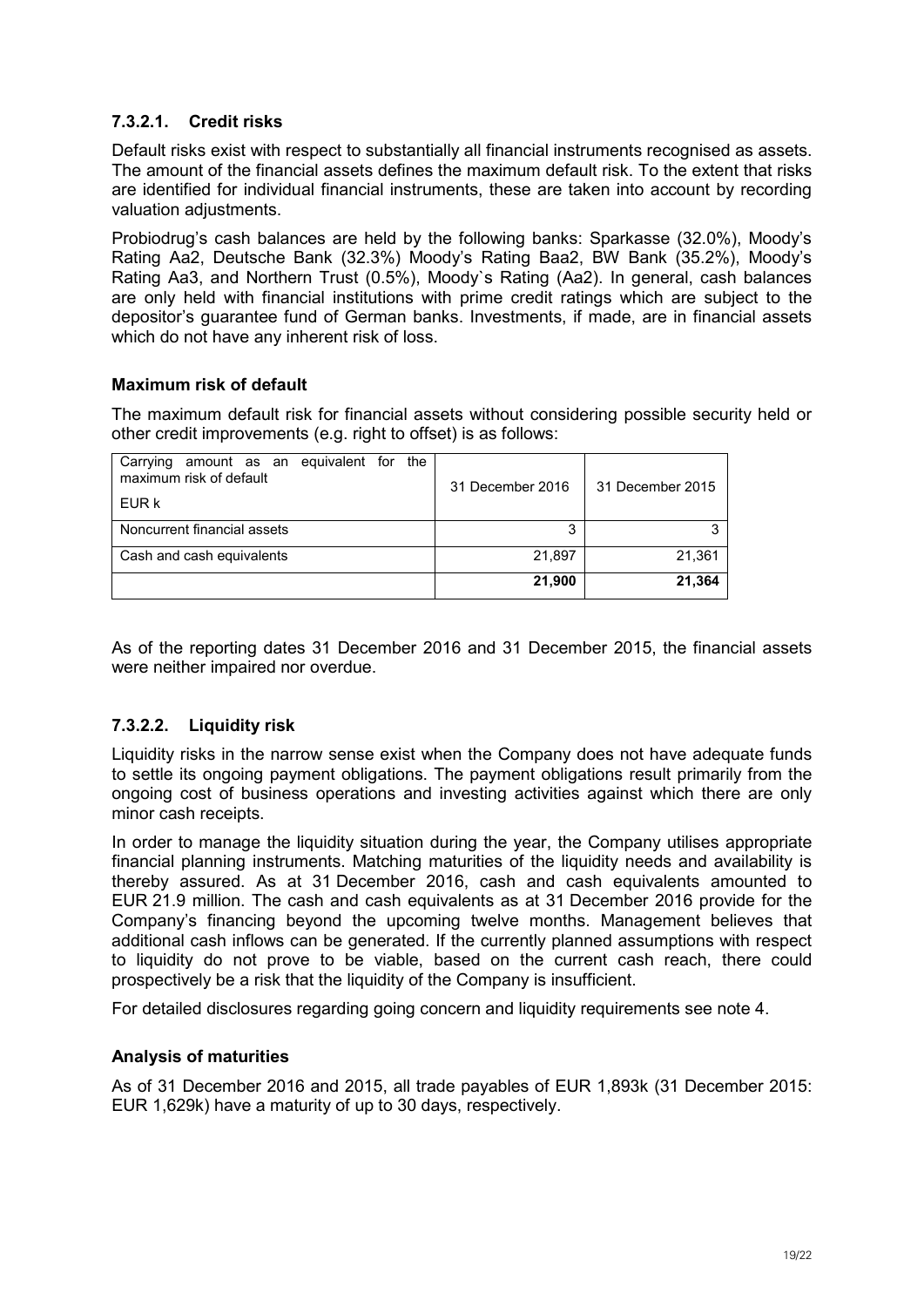#### 7.3.2.1. Credit risks

Default risks exist with respect to substantially all financial instruments recognised as assets. The amount of the financial assets defines the maximum default risk. To the extent that risks are identified for individual financial instruments, these are taken into account by recording valuation adjustments.

Probiodrug's cash balances are held by the following banks: Sparkasse (32.0%), Moody's Rating Aa2, Deutsche Bank (32.3%) Moody's Rating Baa2, BW Bank (35.2%), Moody's Rating Aa3, and Northern Trust (0.5%), Moody`s Rating (Aa2). In general, cash balances are only held with financial institutions with prime credit ratings which are subject to the depositor's guarantee fund of German banks. Investments, if made, are in financial assets which do not have any inherent risk of loss.

**Maximum risk of default**

The maximum default risk for financial assets without considering possible security held or other credit improvements (e.g. right to offset) is as follows:

| Carrying amount as an equivalent for the maximum risk of default<br>EUR k | 31 December 2016 | 31 December 2015 |
|---|---|---|
| Noncurrent financial assets | 3 | 3 |
| Cash and cash equivalents | 21,897 | 21,361 |
| | **21,900** | **21,364** |

As of the reporting dates 31 December 2016 and 31 December 2015, the financial assets were neither impaired nor overdue.

#### 7.3.2.2. Liquidity risk

Liquidity risks in the narrow sense exist when the Company does not have adequate funds to settle its ongoing payment obligations. The payment obligations result primarily from the ongoing cost of business operations and investing activities against which there are only minor cash receipts.

In order to manage the liquidity situation during the year, the Company utilises appropriate financial planning instruments. Matching maturities of the liquidity needs and availability is thereby assured. As at 31 December 2016, cash and cash equivalents amounted to EUR 21.9 million. The cash and cash equivalents as at 31 December 2016 provide for the Company's financing beyond the upcoming twelve months. Management believes that additional cash inflows can be generated. If the currently planned assumptions with respect to liquidity do not prove to be viable, based on the current cash reach, there could prospectively be a risk that the liquidity of the Company is insufficient.

For detailed disclosures regarding going concern and liquidity requirements see note 4.

**Analysis of maturities**

As of 31 December 2016 and 2015, all trade payables of EUR 1,893k (31 December 2015: EUR 1,629k) have a maturity of up to 30 days, respectively.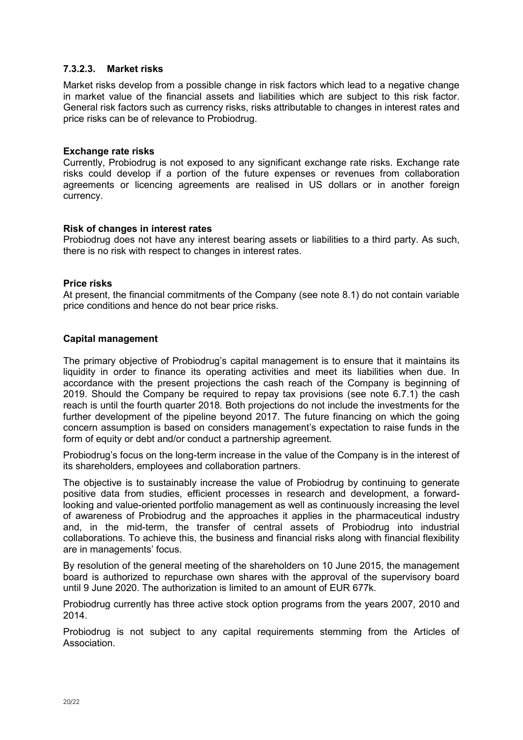### 7.3.2.3. Market risks

Market risks develop from a possible change in risk factors which lead to a negative change in market value of the financial assets and liabilities which are subject to this risk factor. General risk factors such as currency risks, risks attributable to changes in interest rates and price risks can be of relevance to Probiodrug.

**Exchange rate risks**

Currently, Probiodrug is not exposed to any significant exchange rate risks. Exchange rate risks could develop if a portion of the future expenses or revenues from collaboration agreements or licencing agreements are realised in US dollars or in another foreign currency.

**Risk of changes in interest rates**

Probiodrug does not have any interest bearing assets or liabilities to a third party. As such, there is no risk with respect to changes in interest rates.

**Price risks**

At present, the financial commitments of the Company (see note 8.1) do not contain variable price conditions and hence do not bear price risks.

**Capital management**

The primary objective of Probiodrug's capital management is to ensure that it maintains its liquidity in order to finance its operating activities and meet its liabilities when due. In accordance with the present projections the cash reach of the Company is beginning of 2019. Should the Company be required to repay tax provisions (see note 6.7.1) the cash reach is until the fourth quarter 2018. Both projections do not include the investments for the further development of the pipeline beyond 2017. The future financing on which the going concern assumption is based on considers management's expectation to raise funds in the form of equity or debt and/or conduct a partnership agreement.

Probiodrug's focus on the long-term increase in the value of the Company is in the interest of its shareholders, employees and collaboration partners.

The objective is to sustainably increase the value of Probiodrug by continuing to generate positive data from studies, efficient processes in research and development, a forward-looking and value-oriented portfolio management as well as continuously increasing the level of awareness of Probiodrug and the approaches it applies in the pharmaceutical industry and, in the mid-term, the transfer of central assets of Probiodrug into industrial collaborations. To achieve this, the business and financial risks along with financial flexibility are in managements' focus.

By resolution of the general meeting of the shareholders on 10 June 2015, the management board is authorized to repurchase own shares with the approval of the supervisory board until 9 June 2020. The authorization is limited to an amount of EUR 677k.

Probiodrug currently has three active stock option programs from the years 2007, 2010 and 2014.

Probiodrug is not subject to any capital requirements stemming from the Articles of Association.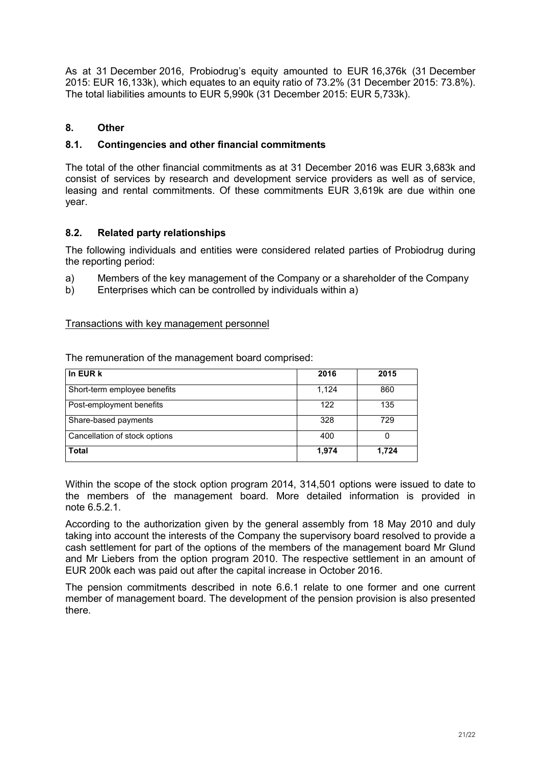As at 31 December 2016, Probiodrug's equity amounted to EUR 16,376k (31 December 2015: EUR 16,133k), which equates to an equity ratio of 73.2% (31 December 2015: 73.8%). The total liabilities amounts to EUR 5,990k (31 December 2015: EUR 5,733k).

## 8. Other

### 8.1. Contingencies and other financial commitments

The total of the other financial commitments as at 31 December 2016 was EUR 3,683k and consist of services by research and development service providers as well as of service, leasing and rental commitments. Of these commitments EUR 3,619k are due within one year.

### 8.2. Related party relationships

The following individuals and entities were considered related parties of Probiodrug during the reporting period:

a) Members of the key management of the Company or a shareholder of the Company
b) Enterprises which can be controlled by individuals within a)

Transactions with key management personnel

The remuneration of the management board comprised:

| In EUR k | 2016 | 2015 |
|---|---|---|
| Short-term employee benefits | 1,124 | 860 |
| Post-employment benefits | 122 | 135 |
| Share-based payments | 328 | 729 |
| Cancellation of stock options | 400 | 0 |
| **Total** | **1,974** | **1,724** |

Within the scope of the stock option program 2014, 314,501 options were issued to date to the members of the management board. More detailed information is provided in note 6.5.2.1.

According to the authorization given by the general assembly from 18 May 2010 and duly taking into account the interests of the Company the supervisory board resolved to provide a cash settlement for part of the options of the members of the management board Mr Glund and Mr Liebers from the option program 2010. The respective settlement in an amount of EUR 200k each was paid out after the capital increase in October 2016.

The pension commitments described in note 6.6.1 relate to one former and one current member of management board. The development of the pension provision is also presented there.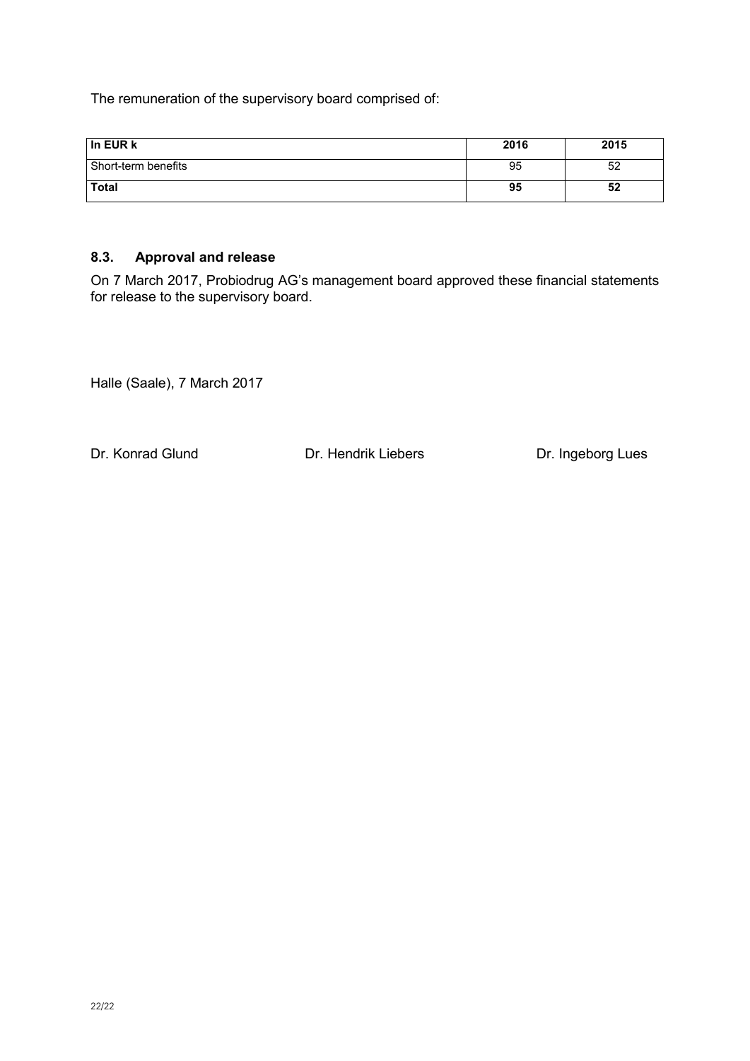The remuneration of the supervisory board comprised of:

| **In EUR k** | **2016** | **2015** |
|---|---|---|
| Short-term benefits | 95 | 52 |
| **Total** | **95** | **52** |

### 8.3. Approval and release

On 7 March 2017, Probiodrug AG's management board approved these financial statements for release to the supervisory board.

Halle (Saale), 7 March 2017

Dr. Konrad Glund    Dr. Hendrik Liebers    Dr. Ingeborg Lues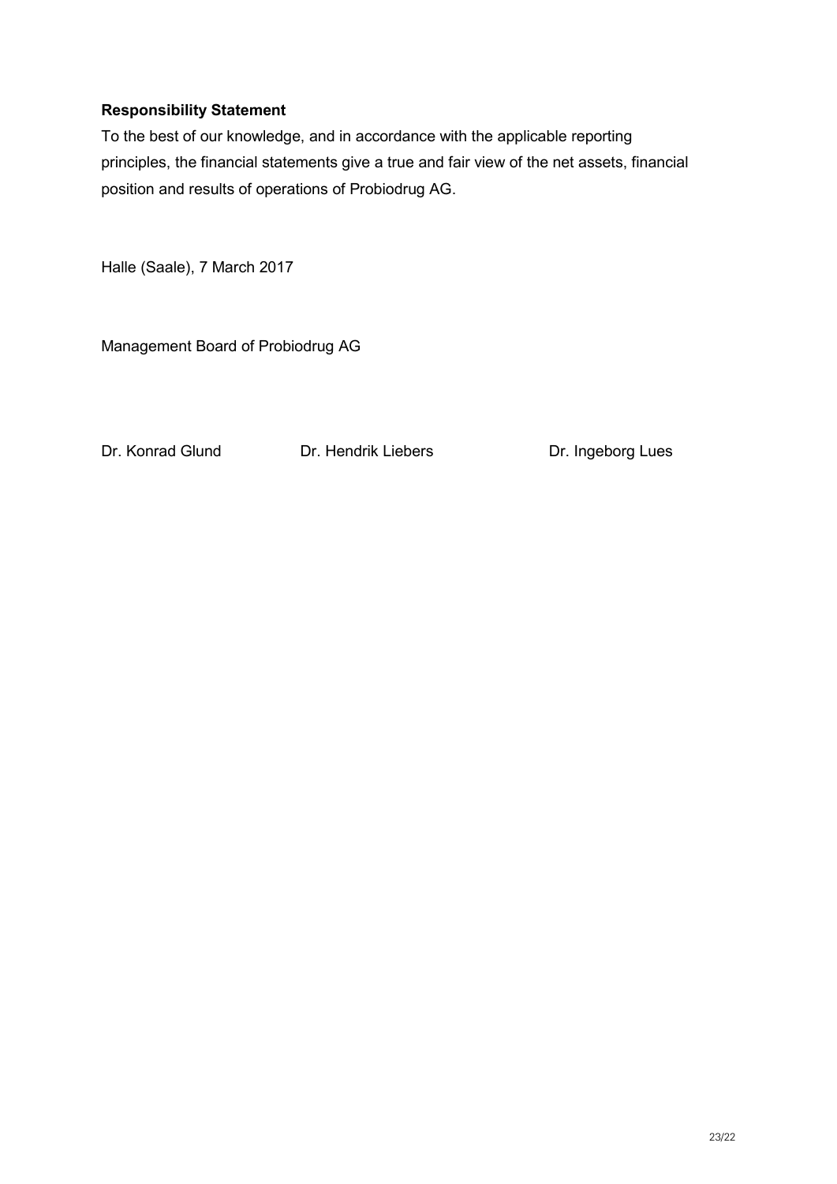**Responsibility Statement**

To the best of our knowledge, and in accordance with the applicable reporting principles, the financial statements give a true and fair view of the net assets, financial position and results of operations of Probiodrug AG.

Halle (Saale), 7 March 2017

Management Board of Probiodrug AG

Dr. Konrad Glund    Dr. Hendrik Liebers    Dr. Ingeborg Lues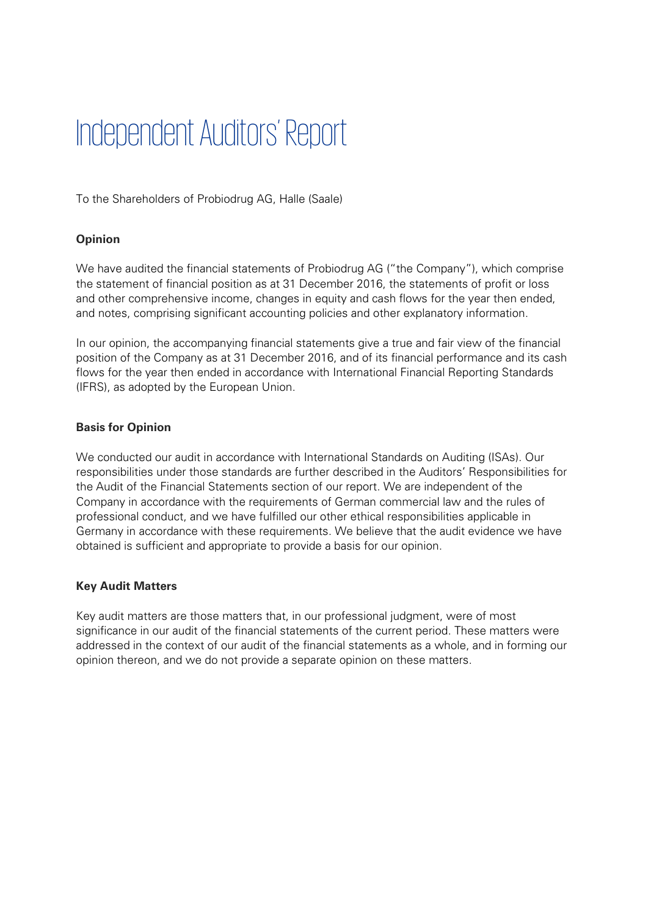# Independent Auditors' Report

To the Shareholders of Probiodrug AG, Halle (Saale)

**Opinion**

We have audited the financial statements of Probiodrug AG ("the Company"), which comprise the statement of financial position as at 31 December 2016, the statements of profit or loss and other comprehensive income, changes in equity and cash flows for the year then ended, and notes, comprising significant accounting policies and other explanatory information.

In our opinion, the accompanying financial statements give a true and fair view of the financial position of the Company as at 31 December 2016, and of its financial performance and its cash flows for the year then ended in accordance with International Financial Reporting Standards (IFRS), as adopted by the European Union.

**Basis for Opinion**

We conducted our audit in accordance with International Standards on Auditing (ISAs). Our responsibilities under those standards are further described in the Auditors' Responsibilities for the Audit of the Financial Statements section of our report. We are independent of the Company in accordance with the requirements of German commercial law and the rules of professional conduct, and we have fulfilled our other ethical responsibilities applicable in Germany in accordance with these requirements. We believe that the audit evidence we have obtained is sufficient and appropriate to provide a basis for our opinion.

**Key Audit Matters**

Key audit matters are those matters that, in our professional judgment, were of most significance in our audit of the financial statements of the current period. These matters were addressed in the context of our audit of the financial statements as a whole, and in forming our opinion thereon, and we do not provide a separate opinion on these matters.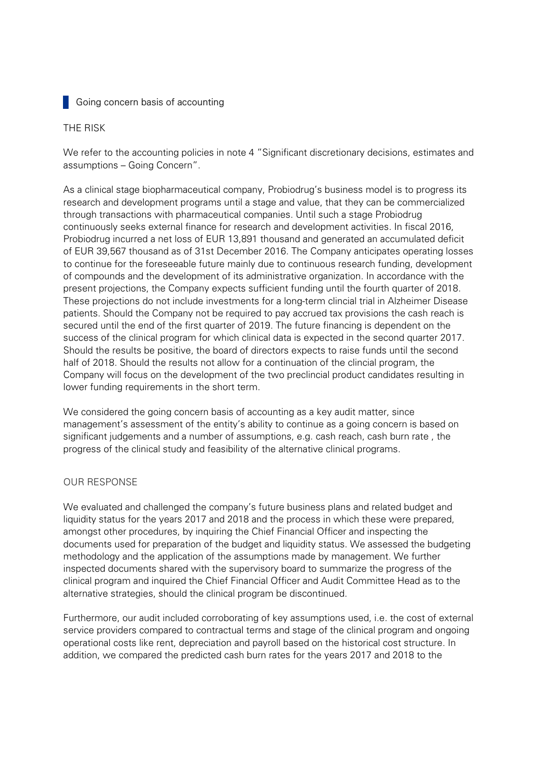## Going concern basis of accounting

THE RISK

We refer to the accounting policies in note 4 "Significant discretionary decisions, estimates and assumptions – Going Concern".

As a clinical stage biopharmaceutical company, Probiodrug's business model is to progress its research and development programs until a stage and value, that they can be commercialized through transactions with pharmaceutical companies. Until such a stage Probiodrug continuously seeks external finance for research and development activities. In fiscal 2016, Probiodrug incurred a net loss of EUR 13,891 thousand and generated an accumulated deficit of EUR 39,567 thousand as of 31st December 2016. The Company anticipates operating losses to continue for the foreseeable future mainly due to continuous research funding, development of compounds and the development of its administrative organization. In accordance with the present projections, the Company expects sufficient funding until the fourth quarter of 2018. These projections do not include investments for a long-term clincial trial in Alzheimer Disease patients. Should the Company not be required to pay accrued tax provisions the cash reach is secured until the end of the first quarter of 2019. The future financing is dependent on the success of the clinical program for which clinical data is expected in the second quarter 2017. Should the results be positive, the board of directors expects to raise funds until the second half of 2018. Should the results not allow for a continuation of the clincial program, the Company will focus on the development of the two preclincial product candidates resulting in lower funding requirements in the short term.

We considered the going concern basis of accounting as a key audit matter, since management's assessment of the entity's ability to continue as a going concern is based on significant judgements and a number of assumptions, e.g. cash reach, cash burn rate , the progress of the clinical study and feasibility of the alternative clinical programs.

OUR RESPONSE

We evaluated and challenged the company's future business plans and related budget and liquidity status for the years 2017 and 2018 and the process in which these were prepared, amongst other procedures, by inquiring the Chief Financial Officer and inspecting the documents used for preparation of the budget and liquidity status. We assessed the budgeting methodology and the application of the assumptions made by management. We further inspected documents shared with the supervisory board to summarize the progress of the clinical program and inquired the Chief Financial Officer and Audit Committee Head as to the alternative strategies, should the clinical program be discontinued.

Furthermore, our audit included corroborating of key assumptions used, i.e. the cost of external service providers compared to contractual terms and stage of the clinical program and ongoing operational costs like rent, depreciation and payroll based on the historical cost structure. In addition, we compared the predicted cash burn rates for the years 2017 and 2018 to the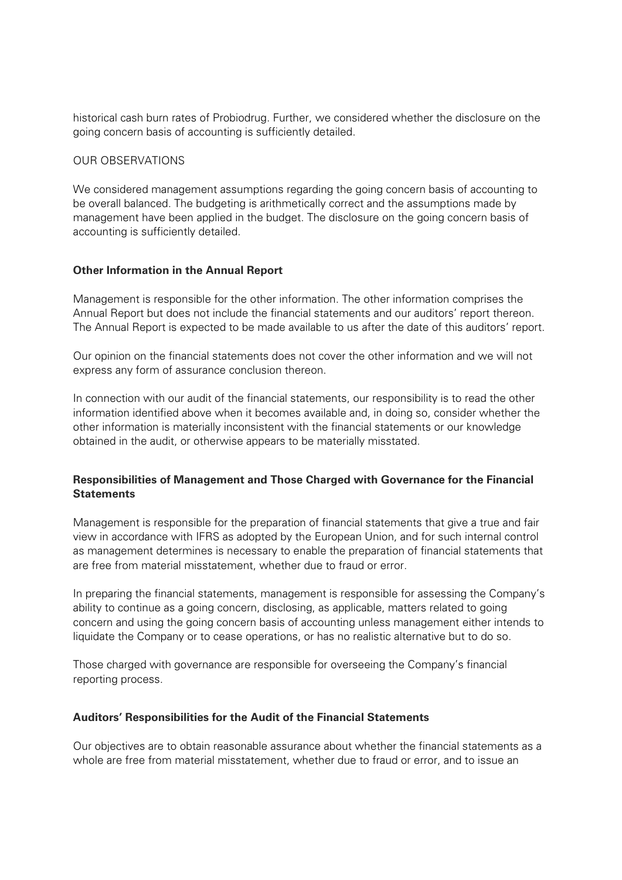historical cash burn rates of Probiodrug. Further, we considered whether the disclosure on the going concern basis of accounting is sufficiently detailed.

OUR OBSERVATIONS

We considered management assumptions regarding the going concern basis of accounting to be overall balanced. The budgeting is arithmetically correct and the assumptions made by management have been applied in the budget. The disclosure on the going concern basis of accounting is sufficiently detailed.

**Other Information in the Annual Report**

Management is responsible for the other information. The other information comprises the Annual Report but does not include the financial statements and our auditors' report thereon. The Annual Report is expected to be made available to us after the date of this auditors' report.

Our opinion on the financial statements does not cover the other information and we will not express any form of assurance conclusion thereon.

In connection with our audit of the financial statements, our responsibility is to read the other information identified above when it becomes available and, in doing so, consider whether the other information is materially inconsistent with the financial statements or our knowledge obtained in the audit, or otherwise appears to be materially misstated.

**Responsibilities of Management and Those Charged with Governance for the Financial Statements**

Management is responsible for the preparation of financial statements that give a true and fair view in accordance with IFRS as adopted by the European Union, and for such internal control as management determines is necessary to enable the preparation of financial statements that are free from material misstatement, whether due to fraud or error.

In preparing the financial statements, management is responsible for assessing the Company's ability to continue as a going concern, disclosing, as applicable, matters related to going concern and using the going concern basis of accounting unless management either intends to liquidate the Company or to cease operations, or has no realistic alternative but to do so.

Those charged with governance are responsible for overseeing the Company's financial reporting process.

**Auditors' Responsibilities for the Audit of the Financial Statements**

Our objectives are to obtain reasonable assurance about whether the financial statements as a whole are free from material misstatement, whether due to fraud or error, and to issue an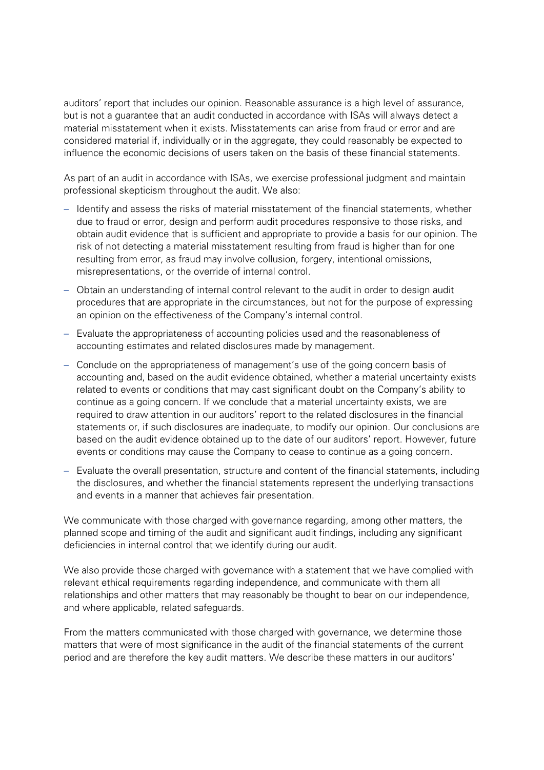auditors' report that includes our opinion. Reasonable assurance is a high level of assurance, but is not a guarantee that an audit conducted in accordance with ISAs will always detect a material misstatement when it exists. Misstatements can arise from fraud or error and are considered material if, individually or in the aggregate, they could reasonably be expected to influence the economic decisions of users taken on the basis of these financial statements.

As part of an audit in accordance with ISAs, we exercise professional judgment and maintain professional skepticism throughout the audit. We also:

- Identify and assess the risks of material misstatement of the financial statements, whether due to fraud or error, design and perform audit procedures responsive to those risks, and obtain audit evidence that is sufficient and appropriate to provide a basis for our opinion. The risk of not detecting a material misstatement resulting from fraud is higher than for one resulting from error, as fraud may involve collusion, forgery, intentional omissions, misrepresentations, or the override of internal control.
- Obtain an understanding of internal control relevant to the audit in order to design audit procedures that are appropriate in the circumstances, but not for the purpose of expressing an opinion on the effectiveness of the Company's internal control.
- Evaluate the appropriateness of accounting policies used and the reasonableness of accounting estimates and related disclosures made by management.
- Conclude on the appropriateness of management's use of the going concern basis of accounting and, based on the audit evidence obtained, whether a material uncertainty exists related to events or conditions that may cast significant doubt on the Company's ability to continue as a going concern. If we conclude that a material uncertainty exists, we are required to draw attention in our auditors' report to the related disclosures in the financial statements or, if such disclosures are inadequate, to modify our opinion. Our conclusions are based on the audit evidence obtained up to the date of our auditors' report. However, future events or conditions may cause the Company to cease to continue as a going concern.
- Evaluate the overall presentation, structure and content of the financial statements, including the disclosures, and whether the financial statements represent the underlying transactions and events in a manner that achieves fair presentation.

We communicate with those charged with governance regarding, among other matters, the planned scope and timing of the audit and significant audit findings, including any significant deficiencies in internal control that we identify during our audit.

We also provide those charged with governance with a statement that we have complied with relevant ethical requirements regarding independence, and communicate with them all relationships and other matters that may reasonably be thought to bear on our independence, and where applicable, related safeguards.

From the matters communicated with those charged with governance, we determine those matters that were of most significance in the audit of the financial statements of the current period and are therefore the key audit matters. We describe these matters in our auditors'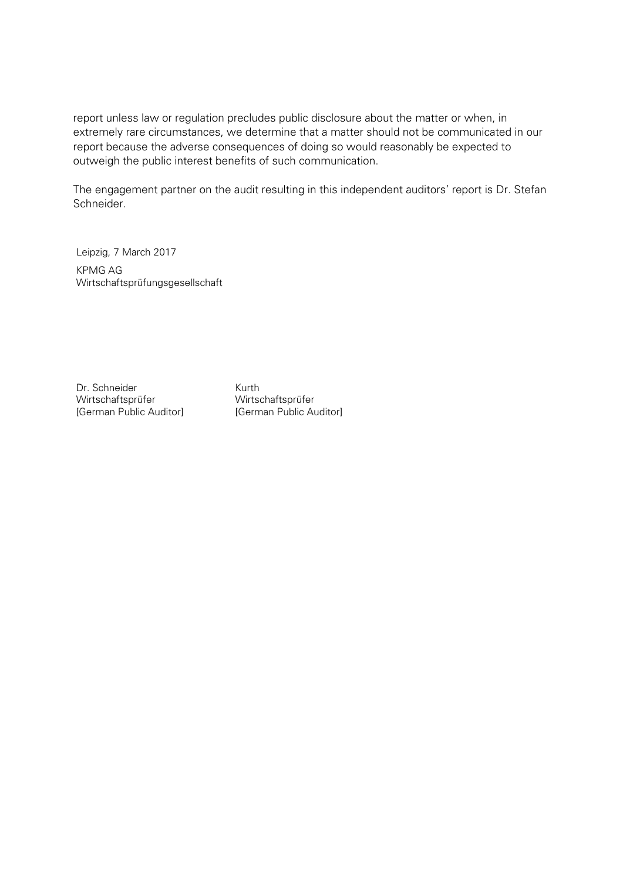report unless law or regulation precludes public disclosure about the matter or when, in extremely rare circumstances, we determine that a matter should not be communicated in our report because the adverse consequences of doing so would reasonably be expected to outweigh the public interest benefits of such communication.

The engagement partner on the audit resulting in this independent auditors' report is Dr. Stefan Schneider.

Leipzig, 7 March 2017

KPMG AG
Wirtschaftsprüfungsgesellschaft

| | |
|---|---|
| Dr. Schneider<br>Wirtschaftsprüfer<br>[German Public Auditor] | Kurth<br>Wirtschaftsprüfer<br>[German Public Auditor] |